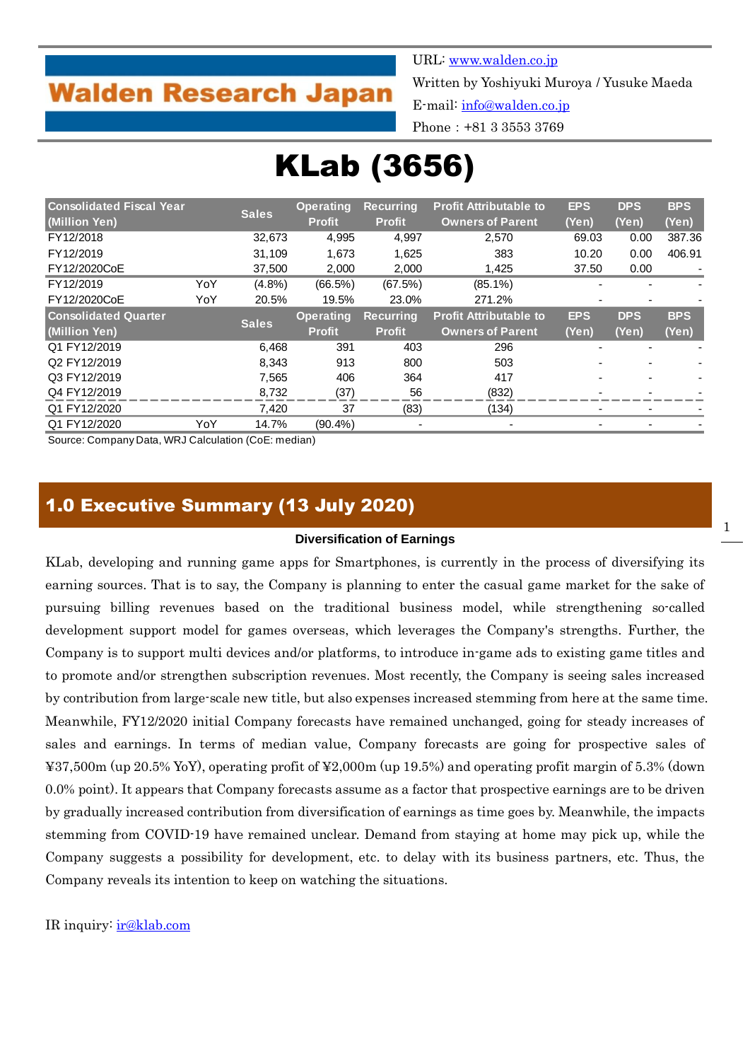**Walden Research Japan**

URL: [www.walden.co.jp](http://www.walden.co.jp)
Written by Yoshiyuki Muroya / Yusuke Maeda
E-mail: [info@walden.co.jp](mailto:info@walden.co.jp)
Phone : +81 3 3553 3769

# KLab (3656)

| Consolidated Fiscal Year (Million Yen) | | Sales | Operating Profit | Recurring Profit | Profit Attributable to Owners of Parent | EPS (Yen) | DPS (Yen) | BPS (Yen) |
|---|---|---|---|---|---|---|---|---|
| FY12/2018 | | 32,673 | 4,995 | 4,997 | 2,570 | 69.03 | 0.00 | 387.36 |
| FY12/2019 | | 31,109 | 1,673 | 1,625 | 383 | 10.20 | 0.00 | 406.91 |
| FY12/2020CoE | | 37,500 | 2,000 | 2,000 | 1,425 | 37.50 | 0.00 | - |
| FY12/2019 | YoY | (4.8%) | (66.5%) | (67.5%) | (85.1%) | - | - | - |
| FY12/2020CoE | YoY | 20.5% | 19.5% | 23.0% | 271.2% | - | - | - |
| **Consolidated Quarter (Million Yen)** | | **Sales** | **Operating Profit** | **Recurring Profit** | **Profit Attributable to Owners of Parent** | **EPS (Yen)** | **DPS (Yen)** | **BPS (Yen)** |
| Q1 FY12/2019 | | 6,468 | 391 | 403 | 296 | - | - | - |
| Q2 FY12/2019 | | 8,343 | 913 | 800 | 503 | - | - | - |
| Q3 FY12/2019 | | 7,565 | 406 | 364 | 417 | - | - | - |
| Q4 FY12/2019 | | 8,732 | (37) | 56 | (832) | - | - | - |
| Q1 FY12/2020 | | 7,420 | 37 | (83) | (134) | - | - | - |
| Q1 FY12/2020 | YoY | 14.7% | (90.4%) | - | - | - | - | - |

Source: Company Data, WRJ Calculation (CoE: median)

## 1.0 Executive Summary (13 July 2020)

**Diversification of Earnings**

KLab, developing and running game apps for Smartphones, is currently in the process of diversifying its earning sources. That is to say, the Company is planning to enter the casual game market for the sake of pursuing billing revenues based on the traditional business model, while strengthening so-called development support model for games overseas, which leverages the Company's strengths. Further, the Company is to support multi devices and/or platforms, to introduce in-game ads to existing game titles and to promote and/or strengthen subscription revenues. Most recently, the Company is seeing sales increased by contribution from large-scale new title, but also expenses increased stemming from here at the same time. Meanwhile, FY12/2020 initial Company forecasts have remained unchanged, going for steady increases of sales and earnings. In terms of median value, Company forecasts are going for prospective sales of ¥37,500m (up 20.5% YoY), operating profit of ¥2,000m (up 19.5%) and operating profit margin of 5.3% (down 0.0% point). It appears that Company forecasts assume as a factor that prospective earnings are to be driven by gradually increased contribution from diversification of earnings as time goes by. Meanwhile, the impacts stemming from COVID-19 have remained unclear. Demand from staying at home may pick up, while the Company suggests a possibility for development, etc. to delay with its business partners, etc. Thus, the Company reveals its intention to keep on watching the situations.

IR inquiry: [ir@klab.com](mailto:ir@klab.com)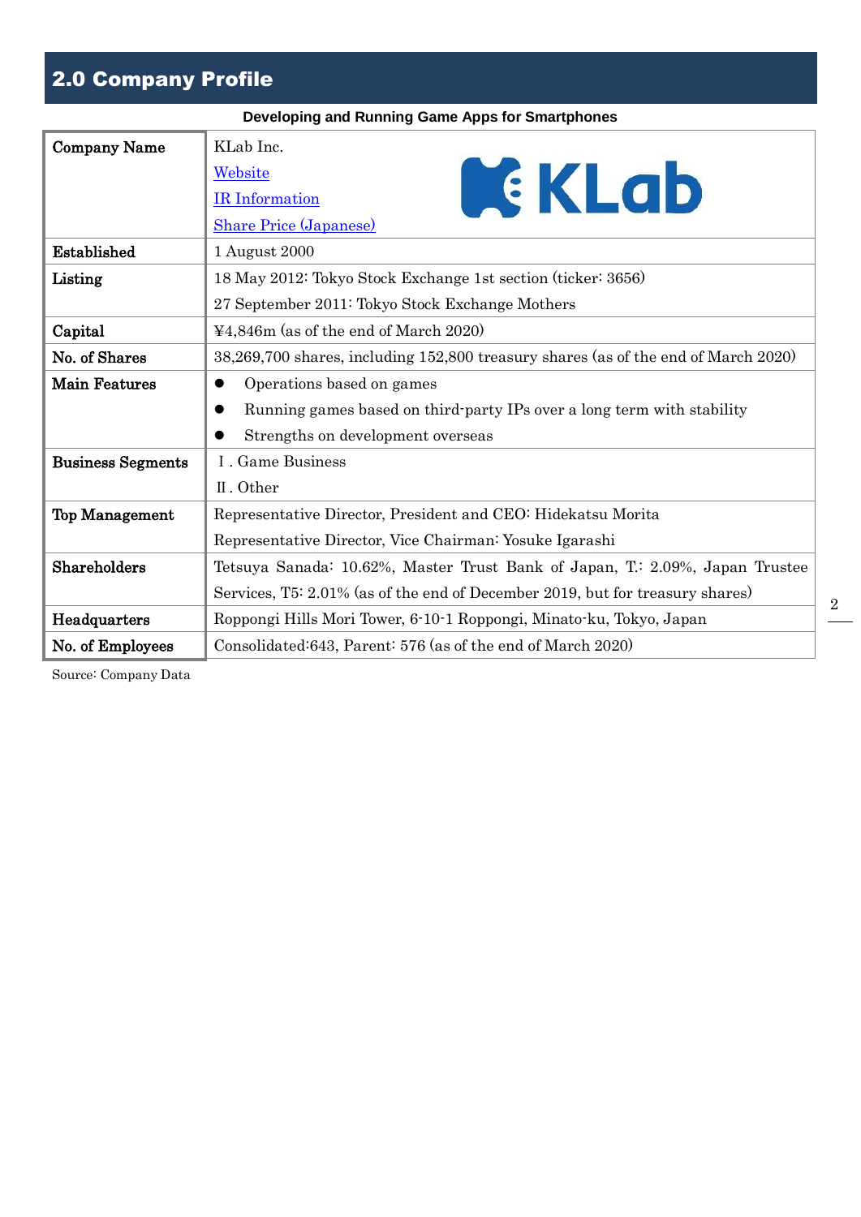## 2.0 Company Profile

**Developing and Running Game Apps for Smartphones**

| | |
|---|---|
| **Company Name** | KLab Inc.<br>Website<br>IR Information<br>Share Price (Japanese) |
| **Established** | 1 August 2000 |
| **Listing** | 18 May 2012: Tokyo Stock Exchange 1st section (ticker: 3656)<br>27 September 2011: Tokyo Stock Exchange Mothers |
| **Capital** | ¥4,846m (as of the end of March 2020) |
| **No. of Shares** | 38,269,700 shares, including 152,800 treasury shares (as of the end of March 2020) |
| **Main Features** | ● Operations based on games<br>● Running games based on third-party IPs over a long term with stability<br>● Strengths on development overseas |
| **Business Segments** | Ⅰ. Game Business<br>Ⅱ. Other |
| **Top Management** | Representative Director, President and CEO: Hidekatsu Morita<br>Representative Director, Vice Chairman: Yosuke Igarashi |
| **Shareholders** | Tetsuya Sanada: 10.62%, Master Trust Bank of Japan, T.: 2.09%, Japan Trustee Services, T5: 2.01% (as of the end of December 2019, but for treasury shares) |
| **Headquarters** | Roppongi Hills Mori Tower, 6-10-1 Roppongi, Minato-ku, Tokyo, Japan |
| **No. of Employees** | Consolidated:643, Parent: 576 (as of the end of March 2020) |

Source: Company Data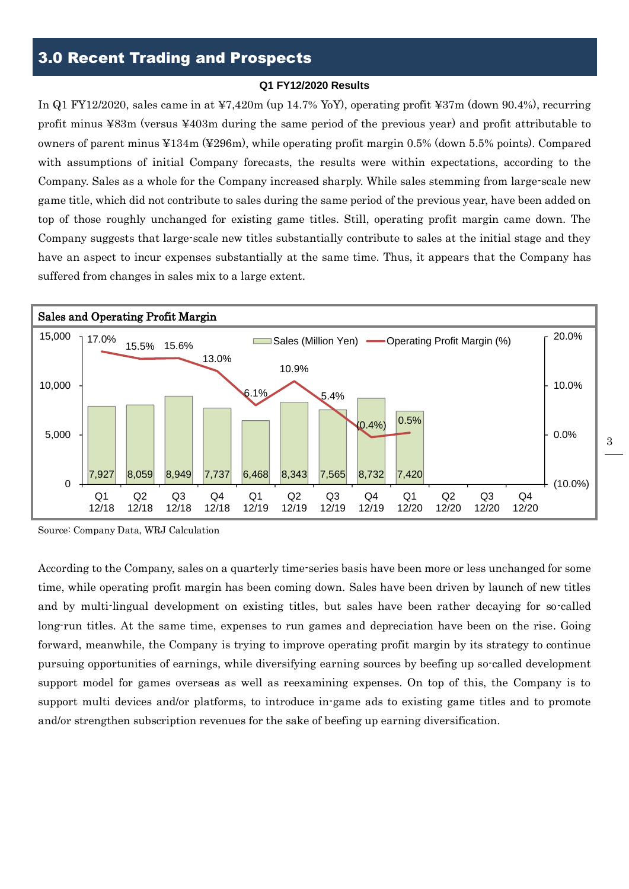## 3.0 Recent Trading and Prospects

**Q1 FY12/2020 Results**

In Q1 FY12/2020, sales came in at ¥7,420m (up 14.7% YoY), operating profit ¥37m (down 90.4%), recurring profit minus ¥83m (versus ¥403m during the same period of the previous year) and profit attributable to owners of parent minus ¥134m (¥296m), while operating profit margin 0.5% (down 5.5% points). Compared with assumptions of initial Company forecasts, the results were within expectations, according to the Company. Sales as a whole for the Company increased sharply. While sales stemming from large-scale new game title, which did not contribute to sales during the same period of the previous year, have been added on top of those roughly unchanged for existing game titles. Still, operating profit margin came down. The Company suggests that large-scale new titles substantially contribute to sales at the initial stage and they have an aspect to incur expenses substantially at the same time. Thus, it appears that the Company has suffered from changes in sales mix to a large extent.

**Sales and Operating Profit Margin**

| Quarter | Sales (Million Yen) | Operating Profit Margin (%) |
|---|---|---|
| Q1 12/18 | 7,927 | 17.0% |
| Q2 12/18 | 8,059 | 15.5% |
| Q3 12/18 | 8,949 | 15.6% |
| Q4 12/18 | 7,737 | 13.0% |
| Q1 12/19 | 6,468 | 6.1% |
| Q2 12/19 | 8,343 | 10.9% |
| Q3 12/19 | 7,565 | 5.4% |
| Q4 12/19 | 8,732 | (0.4%) |
| Q1 12/20 | 7,420 | 0.5% |
| Q2 12/20 | | |
| Q3 12/20 | | |
| Q4 12/20 | | |

Source: Company Data, WRJ Calculation

According to the Company, sales on a quarterly time-series basis have been more or less unchanged for some time, while operating profit margin has been coming down. Sales have been driven by launch of new titles and by multi-lingual development on existing titles, but sales have been rather decaying for so-called long-run titles. At the same time, expenses to run games and depreciation have been on the rise. Going forward, meanwhile, the Company is trying to improve operating profit margin by its strategy to continue pursuing opportunities of earnings, while diversifying earning sources by beefing up so-called development support model for games overseas as well as reexamining expenses. On top of this, the Company is to support multi devices and/or platforms, to introduce in-game ads to existing game titles and to promote and/or strengthen subscription revenues for the sake of beefing up earning diversification.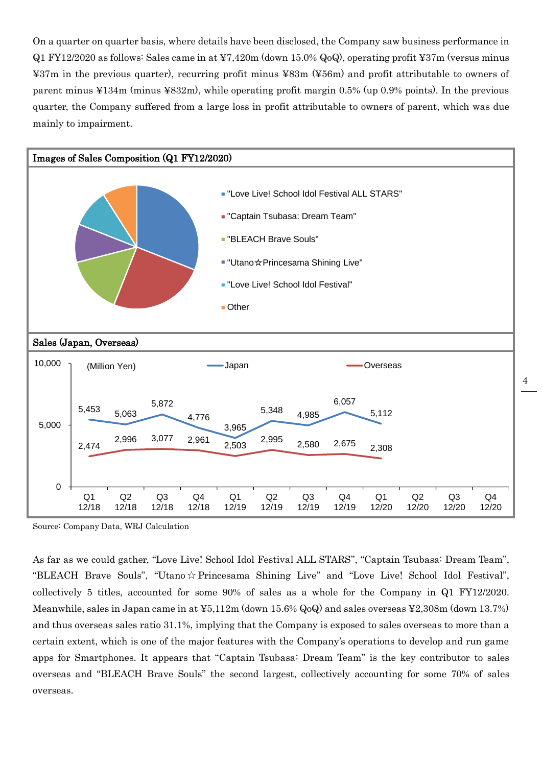On a quarter on quarter basis, where details have been disclosed, the Company saw business performance in Q1 FY12/2020 as follows: Sales came in at ¥7,420m (down 15.0% QoQ), operating profit ¥37m (versus minus ¥37m in the previous quarter), recurring profit minus ¥83m (¥56m) and profit attributable to owners of parent minus ¥134m (minus ¥832m), while operating profit margin 0.5% (up 0.9% points). In the previous quarter, the Company suffered from a large loss in profit attributable to owners of parent, which was due mainly to impairment.

**Images of Sales Composition (Q1 FY12/2020)**

- "Love Live! School Idol Festival ALL STARS"
- "Captain Tsubasa: Dream Team"
- "BLEACH Brave Souls"
- "Utano☆Princesama Shining Live"
- "Love Live! School Idol Festival"
- Other

**Sales (Japan, Overseas)**

(Million Yen)

| | Q1 12/18 | Q2 12/18 | Q3 12/18 | Q4 12/18 | Q1 12/19 | Q2 12/19 | Q3 12/19 | Q4 12/19 | Q1 12/20 | Q2 12/20 | Q3 12/20 | Q4 12/20 |
|---|---|---|---|---|---|---|---|---|---|---|---|---|
| Japan | 5,453 | 5,063 | 5,872 | 4,776 | 3,965 | 5,348 | 4,985 | 6,057 | 5,112 | | | |
| Overseas | 2,474 | 2,996 | 3,077 | 2,961 | 2,503 | 2,995 | 2,580 | 2,675 | 2,308 | | | |

Source: Company Data, WRJ Calculation

As far as we could gather, "Love Live! School Idol Festival ALL STARS", "Captain Tsubasa: Dream Team", "BLEACH Brave Souls", "Utano☆Princesama Shining Live" and "Love Live! School Idol Festival", collectively 5 titles, accounted for some 90% of sales as a whole for the Company in Q1 FY12/2020. Meanwhile, sales in Japan came in at ¥5,112m (down 15.6% QoQ) and sales overseas ¥2,308m (down 13.7%) and thus overseas sales ratio 31.1%, implying that the Company is exposed to sales overseas to more than a certain extent, which is one of the major features with the Company's operations to develop and run game apps for Smartphones. It appears that "Captain Tsubasa: Dream Team" is the key contributor to sales overseas and "BLEACH Brave Souls" the second largest, collectively accounting for some 70% of sales overseas.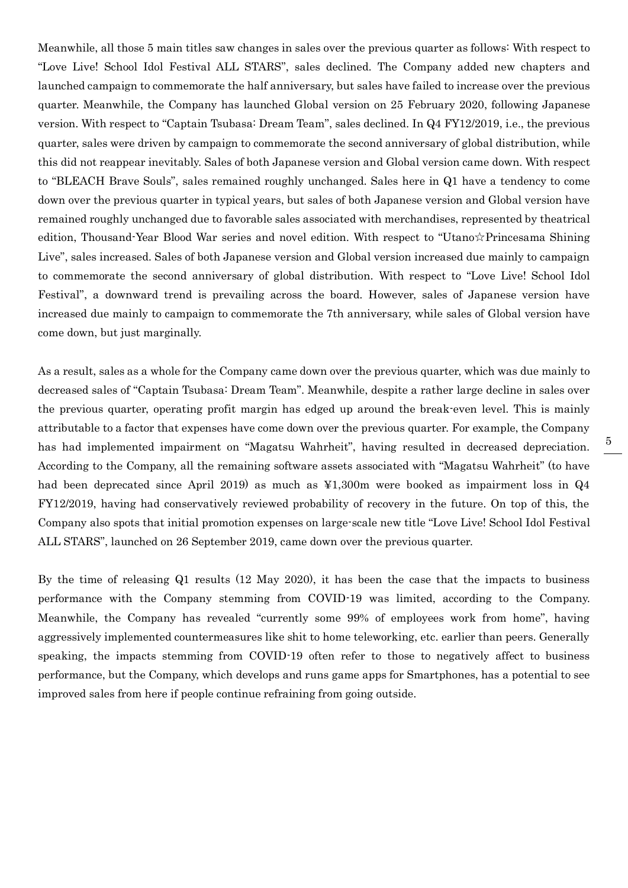Meanwhile, all those 5 main titles saw changes in sales over the previous quarter as follows: With respect to "Love Live! School Idol Festival ALL STARS", sales declined. The Company added new chapters and launched campaign to commemorate the half anniversary, but sales have failed to increase over the previous quarter. Meanwhile, the Company has launched Global version on 25 February 2020, following Japanese version. With respect to "Captain Tsubasa: Dream Team", sales declined. In Q4 FY12/2019, i.e., the previous quarter, sales were driven by campaign to commemorate the second anniversary of global distribution, while this did not reappear inevitably. Sales of both Japanese version and Global version came down. With respect to "BLEACH Brave Souls", sales remained roughly unchanged. Sales here in Q1 have a tendency to come down over the previous quarter in typical years, but sales of both Japanese version and Global version have remained roughly unchanged due to favorable sales associated with merchandises, represented by theatrical edition, Thousand-Year Blood War series and novel edition. With respect to "Utano☆Princesama Shining Live", sales increased. Sales of both Japanese version and Global version increased due mainly to campaign to commemorate the second anniversary of global distribution. With respect to "Love Live! School Idol Festival", a downward trend is prevailing across the board. However, sales of Japanese version have increased due mainly to campaign to commemorate the 7th anniversary, while sales of Global version have come down, but just marginally.

As a result, sales as a whole for the Company came down over the previous quarter, which was due mainly to decreased sales of "Captain Tsubasa: Dream Team". Meanwhile, despite a rather large decline in sales over the previous quarter, operating profit margin has edged up around the break-even level. This is mainly attributable to a factor that expenses have come down over the previous quarter. For example, the Company has had implemented impairment on "Magatsu Wahrheit", having resulted in decreased depreciation. According to the Company, all the remaining software assets associated with "Magatsu Wahrheit" (to have had been deprecated since April 2019) as much as ¥1,300m were booked as impairment loss in Q4 FY12/2019, having had conservatively reviewed probability of recovery in the future. On top of this, the Company also spots that initial promotion expenses on large-scale new title "Love Live! School Idol Festival ALL STARS", launched on 26 September 2019, came down over the previous quarter.

By the time of releasing Q1 results (12 May 2020), it has been the case that the impacts to business performance with the Company stemming from COVID-19 was limited, according to the Company. Meanwhile, the Company has revealed "currently some 99% of employees work from home", having aggressively implemented countermeasures like shit to home teleworking, etc. earlier than peers. Generally speaking, the impacts stemming from COVID-19 often refer to those to negatively affect to business performance, but the Company, which develops and runs game apps for Smartphones, has a potential to see improved sales from here if people continue refraining from going outside.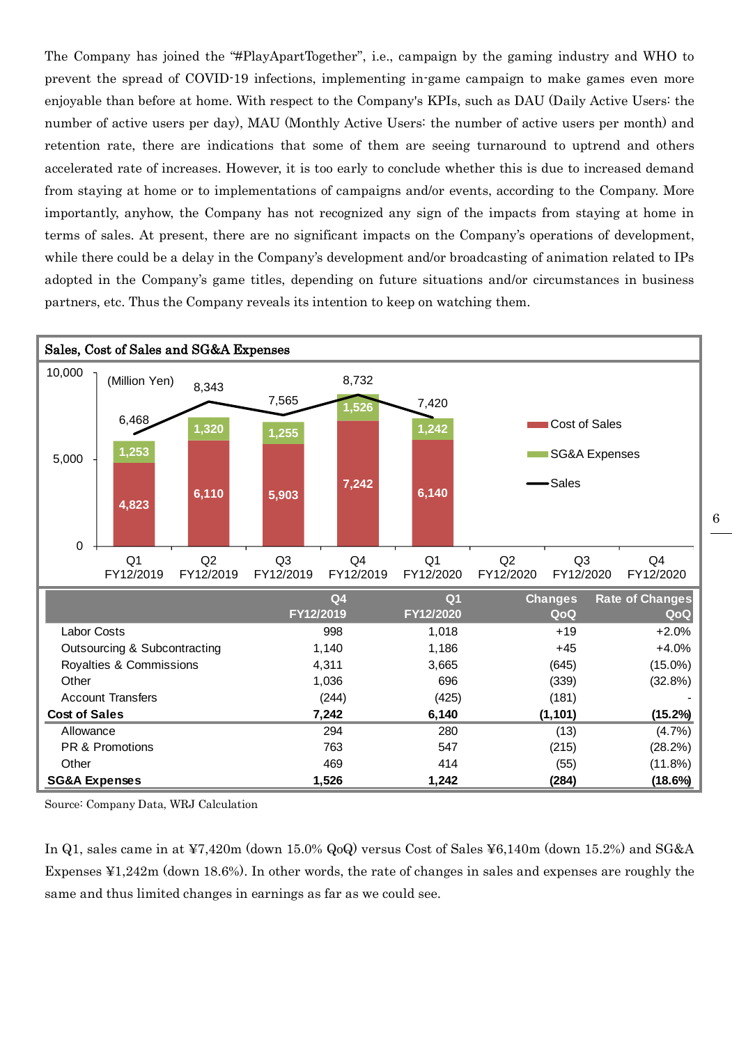The Company has joined the "#PlayApartTogether", i.e., campaign by the gaming industry and WHO to prevent the spread of COVID-19 infections, implementing in-game campaign to make games even more enjoyable than before at home. With respect to the Company's KPIs, such as DAU (Daily Active Users: the number of active users per day), MAU (Monthly Active Users: the number of active users per month) and retention rate, there are indications that some of them are seeing turnaround to uptrend and others accelerated rate of increases. However, it is too early to conclude whether this is due to increased demand from staying at home or to implementations of campaigns and/or events, according to the Company. More importantly, anyhow, the Company has not recognized any sign of the impacts from staying at home in terms of sales. At present, there are no significant impacts on the Company's operations of development, while there could be a delay in the Company's development and/or broadcasting of animation related to IPs adopted in the Company's game titles, depending on future situations and/or circumstances in business partners, etc. Thus the Company reveals its intention to keep on watching them.

**Sales, Cost of Sales and SG&A Expenses**

(Million Yen)

| | Q1 FY12/2019 | Q2 FY12/2019 | Q3 FY12/2019 | Q4 FY12/2019 | Q1 FY12/2020 | Q2 FY12/2020 | Q3 FY12/2020 | Q4 FY12/2020 |
|---|---|---|---|---|---|---|---|---|
| Sales | 6,468 | 8,343 | 7,565 | 8,732 | 7,420 | | | |
| Cost of Sales | 4,823 | 6,110 | 5,903 | 7,242 | 6,140 | | | |
| SG&A Expenses | 1,253 | 1,320 | 1,255 | 1,526 | 1,242 | | | |

| | Q4 FY12/2019 | Q1 FY12/2020 | Changes QoQ | Rate of Changes QoQ |
|---|---|---|---|---|
| Labor Costs | 998 | 1,018 | +19 | +2.0% |
| Outsourcing & Subcontracting | 1,140 | 1,186 | +45 | +4.0% |
| Royalties & Commissions | 4,311 | 3,665 | (645) | (15.0%) |
| Other | 1,036 | 696 | (339) | (32.8%) |
| Account Transfers | (244) | (425) | (181) | - |
| **Cost of Sales** | **7,242** | **6,140** | **(1,101)** | **(15.2%)** |
| Allowance | 294 | 280 | (13) | (4.7%) |
| PR & Promotions | 763 | 547 | (215) | (28.2%) |
| Other | 469 | 414 | (55) | (11.8%) |
| **SG&A Expenses** | **1,526** | **1,242** | **(284)** | **(18.6%)** |

Source: Company Data, WRJ Calculation

In Q1, sales came in at ¥7,420m (down 15.0% QoQ) versus Cost of Sales ¥6,140m (down 15.2%) and SG&A Expenses ¥1,242m (down 18.6%). In other words, the rate of changes in sales and expenses are roughly the same and thus limited changes in earnings as far as we could see.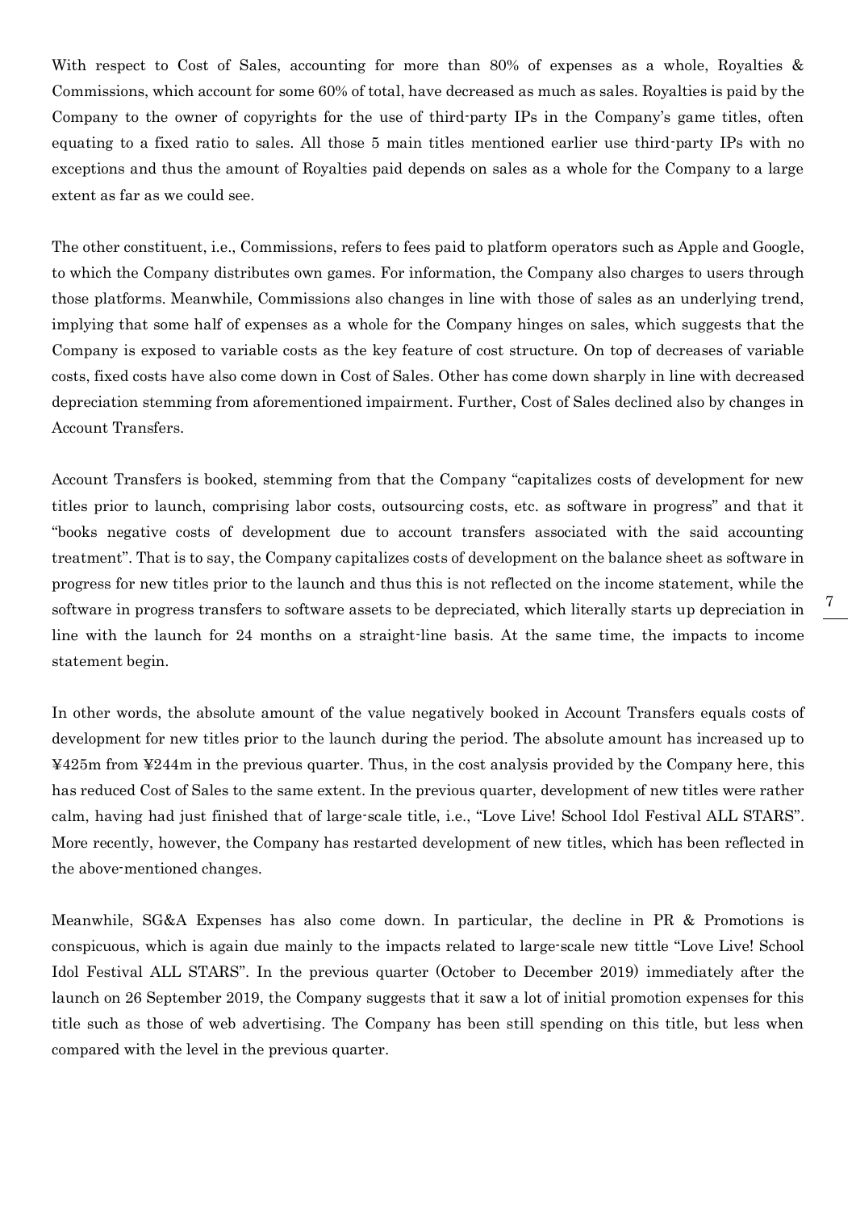With respect to Cost of Sales, accounting for more than 80% of expenses as a whole, Royalties & Commissions, which account for some 60% of total, have decreased as much as sales. Royalties is paid by the Company to the owner of copyrights for the use of third-party IPs in the Company's game titles, often equating to a fixed ratio to sales. All those 5 main titles mentioned earlier use third-party IPs with no exceptions and thus the amount of Royalties paid depends on sales as a whole for the Company to a large extent as far as we could see.

The other constituent, i.e., Commissions, refers to fees paid to platform operators such as Apple and Google, to which the Company distributes own games. For information, the Company also charges to users through those platforms. Meanwhile, Commissions also changes in line with those of sales as an underlying trend, implying that some half of expenses as a whole for the Company hinges on sales, which suggests that the Company is exposed to variable costs as the key feature of cost structure. On top of decreases of variable costs, fixed costs have also come down in Cost of Sales. Other has come down sharply in line with decreased depreciation stemming from aforementioned impairment. Further, Cost of Sales declined also by changes in Account Transfers.

Account Transfers is booked, stemming from that the Company "capitalizes costs of development for new titles prior to launch, comprising labor costs, outsourcing costs, etc. as software in progress" and that it "books negative costs of development due to account transfers associated with the said accounting treatment". That is to say, the Company capitalizes costs of development on the balance sheet as software in progress for new titles prior to the launch and thus this is not reflected on the income statement, while the software in progress transfers to software assets to be depreciated, which literally starts up depreciation in line with the launch for 24 months on a straight-line basis. At the same time, the impacts to income statement begin.

In other words, the absolute amount of the value negatively booked in Account Transfers equals costs of development for new titles prior to the launch during the period. The absolute amount has increased up to ¥425m from ¥244m in the previous quarter. Thus, in the cost analysis provided by the Company here, this has reduced Cost of Sales to the same extent. In the previous quarter, development of new titles were rather calm, having had just finished that of large-scale title, i.e., "Love Live! School Idol Festival ALL STARS". More recently, however, the Company has restarted development of new titles, which has been reflected in the above-mentioned changes.

Meanwhile, SG&A Expenses has also come down. In particular, the decline in PR & Promotions is conspicuous, which is again due mainly to the impacts related to large-scale new tittle "Love Live! School Idol Festival ALL STARS". In the previous quarter (October to December 2019) immediately after the launch on 26 September 2019, the Company suggests that it saw a lot of initial promotion expenses for this title such as those of web advertising. The Company has been still spending on this title, but less when compared with the level in the previous quarter.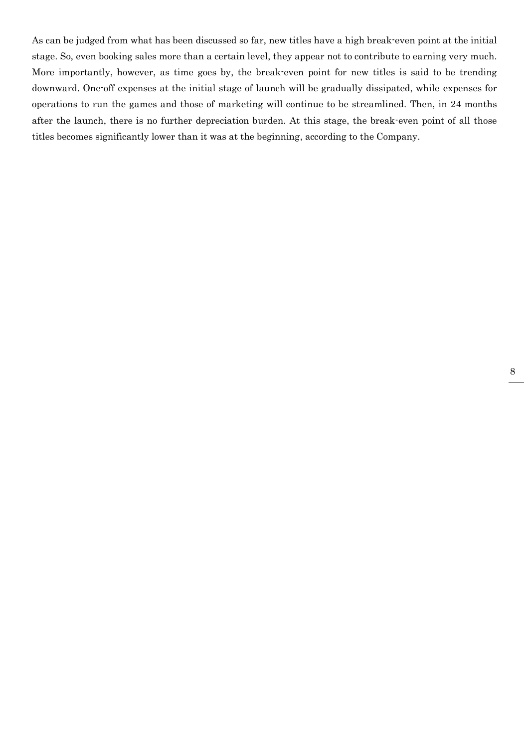As can be judged from what has been discussed so far, new titles have a high break-even point at the initial stage. So, even booking sales more than a certain level, they appear not to contribute to earning very much. More importantly, however, as time goes by, the break-even point for new titles is said to be trending downward. One-off expenses at the initial stage of launch will be gradually dissipated, while expenses for operations to run the games and those of marketing will continue to be streamlined. Then, in 24 months after the launch, there is no further depreciation burden. At this stage, the break-even point of all those titles becomes significantly lower than it was at the beginning, according to the Company.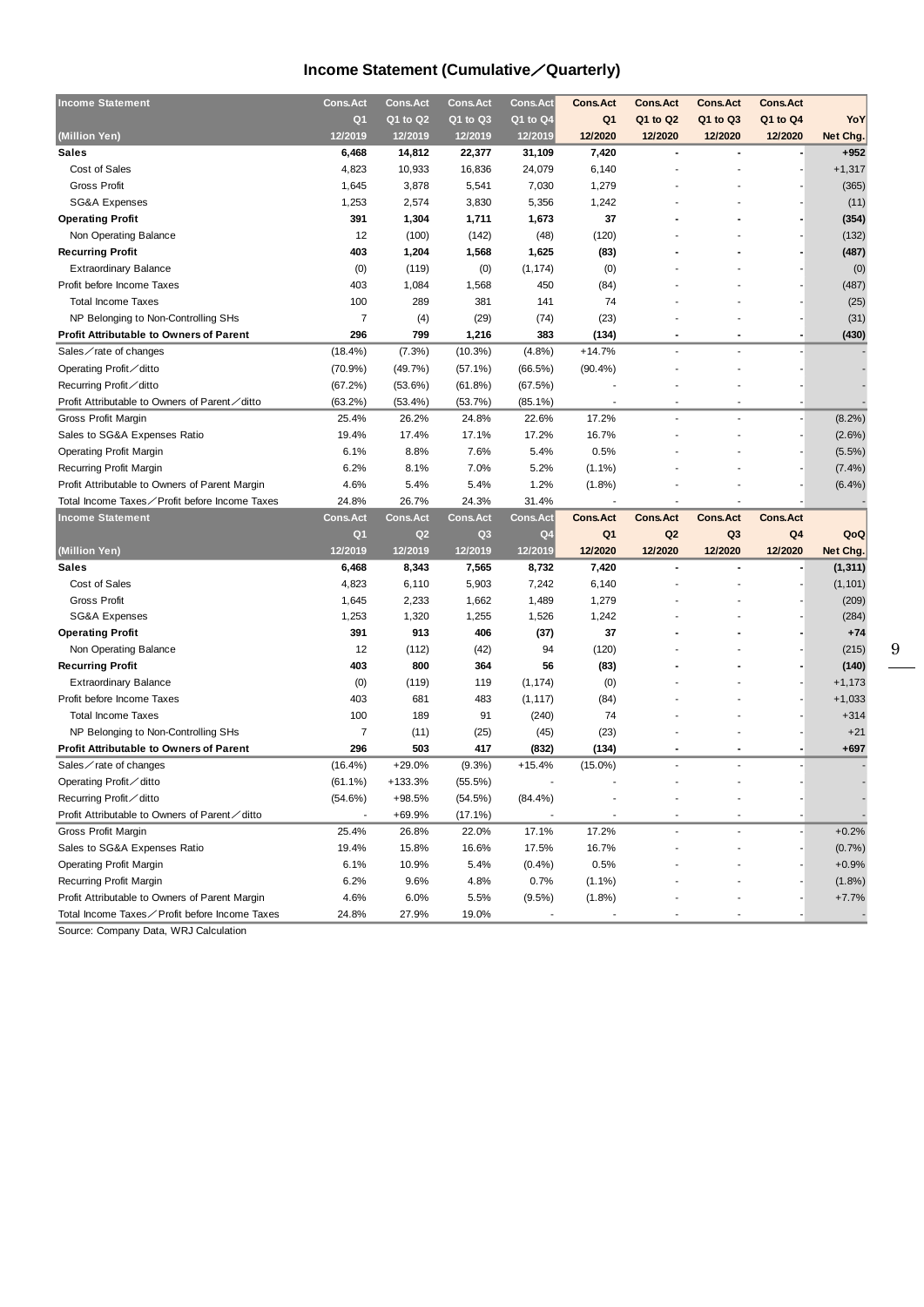## Income Statement (Cumulative／Quarterly)

| Income Statement | Cons.Act | Cons.Act | Cons.Act | Cons.Act | Cons.Act | Cons.Act | Cons.Act | Cons.Act | |
|---|---|---|---|---|---|---|---|---|---|
| | Q1 | Q1 to Q2 | Q1 to Q3 | Q1 to Q4 | Q1 | Q1 to Q2 | Q1 to Q3 | Q1 to Q4 | YoY |
| (Million Yen) | 12/2019 | 12/2019 | 12/2019 | 12/2019 | 12/2020 | 12/2020 | 12/2020 | 12/2020 | Net Chg. |
| **Sales** | **6,468** | **14,812** | **22,377** | **31,109** | **7,420** | **-** | **-** | **-** | **+952** |
| Cost of Sales | 4,823 | 10,933 | 16,836 | 24,079 | 6,140 | - | - | - | +1,317 |
| Gross Profit | 1,645 | 3,878 | 5,541 | 7,030 | 1,279 | - | - | - | (365) |
| SG&A Expenses | 1,253 | 2,574 | 3,830 | 5,356 | 1,242 | - | - | - | (11) |
| **Operating Profit** | **391** | **1,304** | **1,711** | **1,673** | **37** | **-** | **-** | **-** | **(354)** |
| Non Operating Balance | 12 | (100) | (142) | (48) | (120) | - | - | - | (132) |
| **Recurring Profit** | **403** | **1,204** | **1,568** | **1,625** | **(83)** | **-** | **-** | **-** | **(487)** |
| Extraordinary Balance | (0) | (119) | (0) | (1,174) | (0) | - | - | - | (0) |
| Profit before Income Taxes | 403 | 1,084 | 1,568 | 450 | (84) | - | - | - | (487) |
| Total Income Taxes | 100 | 289 | 381 | 141 | 74 | - | - | - | (25) |
| NP Belonging to Non-Controlling SHs | 7 | (4) | (29) | (74) | (23) | - | - | - | (31) |
| **Profit Attributable to Owners of Parent** | **296** | **799** | **1,216** | **383** | **(134)** | **-** | **-** | **-** | **(430)** |
| Sales／rate of changes | (18.4%) | (7.3%) | (10.3%) | (4.8%) | +14.7% | - | - | - | - |
| Operating Profit／ditto | (70.9%) | (49.7%) | (57.1%) | (66.5%) | (90.4%) | - | - | - | - |
| Recurring Profit／ditto | (67.2%) | (53.6%) | (61.8%) | (67.5%) | - | - | - | - | - |
| Profit Attributable to Owners of Parent／ditto | (63.2%) | (53.4%) | (53.7%) | (85.1%) | - | - | - | - | - |
| Gross Profit Margin | 25.4% | 26.2% | 24.8% | 22.6% | 17.2% | - | - | - | (8.2%) |
| Sales to SG&A Expenses Ratio | 19.4% | 17.4% | 17.1% | 17.2% | 16.7% | - | - | - | (2.6%) |
| Operating Profit Margin | 6.1% | 8.8% | 7.6% | 5.4% | 0.5% | - | - | - | (5.5%) |
| Recurring Profit Margin | 6.2% | 8.1% | 7.0% | 5.2% | (1.1%) | - | - | - | (7.4%) |
| Profit Attributable to Owners of Parent Margin | 4.6% | 5.4% | 5.4% | 1.2% | (1.8%) | - | - | - | (6.4%) |
| Total Income Taxes／Profit before Income Taxes | 24.8% | 26.7% | 24.3% | 31.4% | - | - | - | - | - |

| Income Statement | Cons.Act | Cons.Act | Cons.Act | Cons.Act | Cons.Act | Cons.Act | Cons.Act | Cons.Act | |
|---|---|---|---|---|---|---|---|---|---|
| | Q1 | Q2 | Q3 | Q4 | Q1 | Q2 | Q3 | Q4 | QoQ |
| (Million Yen) | 12/2019 | 12/2019 | 12/2019 | 12/2019 | 12/2020 | 12/2020 | 12/2020 | 12/2020 | Net Chg. |
| **Sales** | **6,468** | **8,343** | **7,565** | **8,732** | **7,420** | **-** | **-** | **-** | **(1,311)** |
| Cost of Sales | 4,823 | 6,110 | 5,903 | 7,242 | 6,140 | - | - | - | (1,101) |
| Gross Profit | 1,645 | 2,233 | 1,662 | 1,489 | 1,279 | - | - | - | (209) |
| SG&A Expenses | 1,253 | 1,320 | 1,255 | 1,526 | 1,242 | - | - | - | (284) |
| **Operating Profit** | **391** | **913** | **406** | **(37)** | **37** | **-** | **-** | **-** | **+74** |
| Non Operating Balance | 12 | (112) | (42) | 94 | (120) | - | - | - | (215) |
| **Recurring Profit** | **403** | **800** | **364** | **56** | **(83)** | **-** | **-** | **-** | **(140)** |
| Extraordinary Balance | (0) | (119) | 119 | (1,174) | (0) | - | - | - | +1,173 |
| Profit before Income Taxes | 403 | 681 | 483 | (1,117) | (84) | - | - | - | +1,033 |
| Total Income Taxes | 100 | 189 | 91 | (240) | 74 | - | - | - | +314 |
| NP Belonging to Non-Controlling SHs | 7 | (11) | (25) | (45) | (23) | - | - | - | +21 |
| **Profit Attributable to Owners of Parent** | **296** | **503** | **417** | **(832)** | **(134)** | **-** | **-** | **-** | **+697** |
| Sales／rate of changes | (16.4%) | +29.0% | (9.3%) | +15.4% | (15.0%) | - | - | - | - |
| Operating Profit／ditto | (61.1%) | +133.3% | (55.5%) | - | - | - | - | - | - |
| Recurring Profit／ditto | (54.6%) | +98.5% | (54.5%) | (84.4%) | - | - | - | - | - |
| Profit Attributable to Owners of Parent／ditto | - | +69.9% | (17.1%) | - | - | - | - | - | - |
| Gross Profit Margin | 25.4% | 26.8% | 22.0% | 17.1% | 17.2% | - | - | - | +0.2% |
| Sales to SG&A Expenses Ratio | 19.4% | 15.8% | 16.6% | 17.5% | 16.7% | - | - | - | (0.7%) |
| Operating Profit Margin | 6.1% | 10.9% | 5.4% | (0.4%) | 0.5% | - | - | - | +0.9% |
| Recurring Profit Margin | 6.2% | 9.6% | 4.8% | 0.7% | (1.1%) | - | - | - | (1.8%) |
| Profit Attributable to Owners of Parent Margin | 4.6% | 6.0% | 5.5% | (9.5%) | (1.8%) | - | - | - | +7.7% |
| Total Income Taxes／Profit before Income Taxes | 24.8% | 27.9% | 19.0% | - | - | - | - | - | - |

Source: Company Data, WRJ Calculation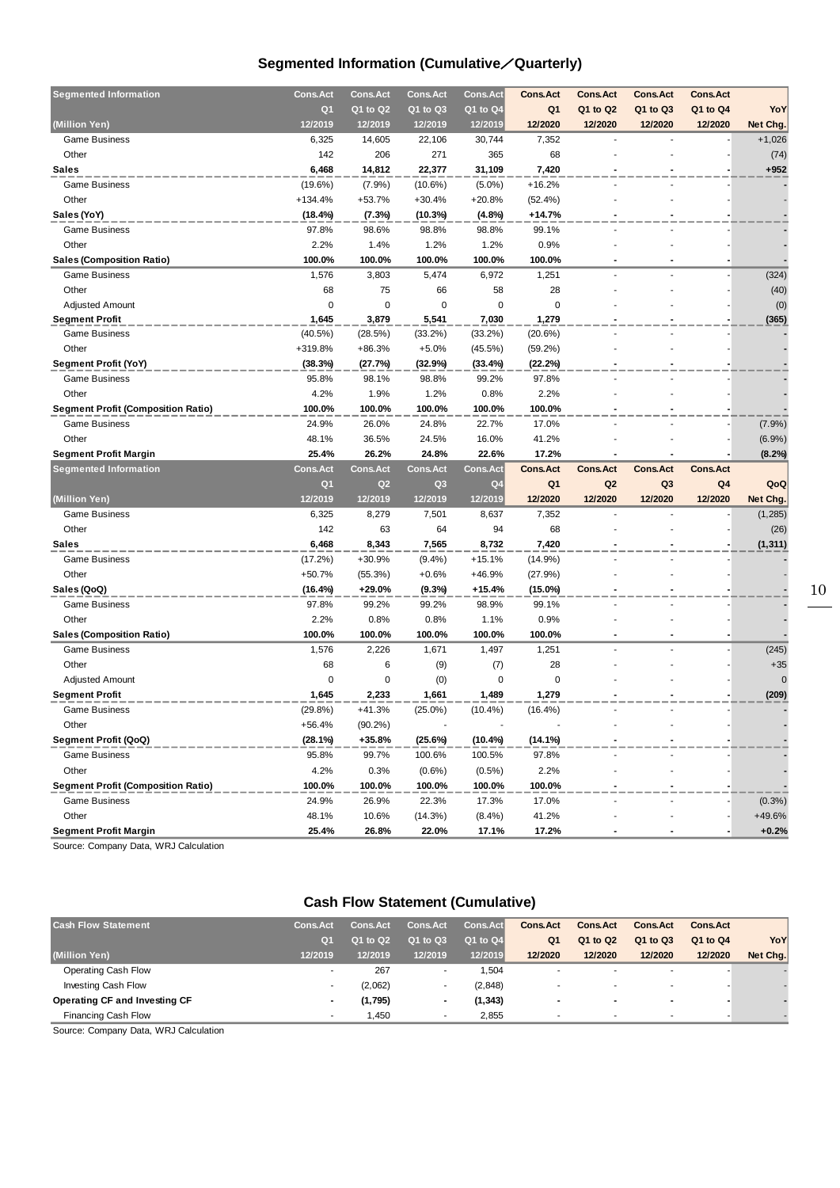## Segmented Information (Cumulative／Quarterly)

| Segmented Information | Cons.Act | Cons.Act | Cons.Act | Cons.Act | Cons.Act | Cons.Act | Cons.Act | Cons.Act | |
|---|---|---|---|---|---|---|---|---|---|
| | Q1 | Q1 to Q2 | Q1 to Q3 | Q1 to Q4 | Q1 | Q1 to Q2 | Q1 to Q3 | Q1 to Q4 | YoY |
| (Million Yen) | 12/2019 | 12/2019 | 12/2019 | 12/2019 | 12/2020 | 12/2020 | 12/2020 | 12/2020 | Net Chg. |
| Game Business | 6,325 | 14,605 | 22,106 | 30,744 | 7,352 | - | - | - | +1,026 |
| Other | 142 | 206 | 271 | 365 | 68 | - | - | - | (74) |
| **Sales** | **6,468** | **14,812** | **22,377** | **31,109** | **7,420** | **-** | **-** | **-** | **+952** |
| Game Business | (19.6%) | (7.9%) | (10.6%) | (5.0%) | +16.2% | - | - | - | - |
| Other | +134.4% | +53.7% | +30.4% | +20.8% | (52.4%) | - | - | - | - |
| **Sales (YoY)** | **(18.4%)** | **(7.3%)** | **(10.3%)** | **(4.8%)** | **+14.7%** | **-** | **-** | **-** | **-** |
| Game Business | 97.8% | 98.6% | 98.8% | 98.8% | 99.1% | - | - | - | - |
| Other | 2.2% | 1.4% | 1.2% | 1.2% | 0.9% | - | - | - | - |
| **Sales (Composition Ratio)** | **100.0%** | **100.0%** | **100.0%** | **100.0%** | **100.0%** | **-** | **-** | **-** | **-** |
| Game Business | 1,576 | 3,803 | 5,474 | 6,972 | 1,251 | - | - | - | (324) |
| Other | 68 | 75 | 66 | 58 | 28 | - | - | - | (40) |
| Adjusted Amount | 0 | 0 | 0 | 0 | 0 | - | - | - | (0) |
| **Segment Profit** | **1,645** | **3,879** | **5,541** | **7,030** | **1,279** | **-** | **-** | **-** | **(365)** |
| Game Business | (40.5%) | (28.5%) | (33.2%) | (33.2%) | (20.6%) | - | - | - | - |
| Other | +319.8% | +86.3% | +5.0% | (45.5%) | (59.2%) | - | - | - | - |
| **Segment Profit (YoY)** | **(38.3%)** | **(27.7%)** | **(32.9%)** | **(33.4%)** | **(22.2%)** | **-** | **-** | **-** | **-** |
| Game Business | 95.8% | 98.1% | 98.8% | 99.2% | 97.8% | - | - | - | - |
| Other | 4.2% | 1.9% | 1.2% | 0.8% | 2.2% | - | - | - | - |
| **Segment Profit (Composition Ratio)** | **100.0%** | **100.0%** | **100.0%** | **100.0%** | **100.0%** | **-** | **-** | **-** | **-** |
| Game Business | 24.9% | 26.0% | 24.8% | 22.7% | 17.0% | - | - | - | (7.9%) |
| Other | 48.1% | 36.5% | 24.5% | 16.0% | 41.2% | - | - | - | (6.9%) |
| **Segment Profit Margin** | **25.4%** | **26.2%** | **24.8%** | **22.6%** | **17.2%** | **-** | **-** | **-** | **(8.2%)** |

| Segmented Information | Cons.Act | Cons.Act | Cons.Act | Cons.Act | Cons.Act | Cons.Act | Cons.Act | Cons.Act | |
|---|---|---|---|---|---|---|---|---|---|
| | Q1 | Q2 | Q3 | Q4 | Q1 | Q2 | Q3 | Q4 | QoQ |
| (Million Yen) | 12/2019 | 12/2019 | 12/2019 | 12/2019 | 12/2020 | 12/2020 | 12/2020 | 12/2020 | Net Chg. |
| Game Business | 6,325 | 8,279 | 7,501 | 8,637 | 7,352 | - | - | - | (1,285) |
| Other | 142 | 63 | 64 | 94 | 68 | - | - | - | (26) |
| **Sales** | **6,468** | **8,343** | **7,565** | **8,732** | **7,420** | **-** | **-** | **-** | **(1,311)** |
| Game Business | (17.2%) | +30.9% | (9.4%) | +15.1% | (14.9%) | - | - | - | - |
| Other | +50.7% | (55.3%) | +0.6% | +46.9% | (27.9%) | - | - | - | - |
| **Sales (QoQ)** | **(16.4%)** | **+29.0%** | **(9.3%)** | **+15.4%** | **(15.0%)** | **-** | **-** | **-** | **-** |
| Game Business | 97.8% | 99.2% | 99.2% | 98.9% | 99.1% | - | - | - | - |
| Other | 2.2% | 0.8% | 0.8% | 1.1% | 0.9% | - | - | - | - |
| **Sales (Composition Ratio)** | **100.0%** | **100.0%** | **100.0%** | **100.0%** | **100.0%** | **-** | **-** | **-** | **-** |
| Game Business | 1,576 | 2,226 | 1,671 | 1,497 | 1,251 | - | - | - | (245) |
| Other | 68 | 6 | (9) | (7) | 28 | - | - | - | +35 |
| Adjusted Amount | 0 | 0 | (0) | 0 | 0 | - | - | - | 0 |
| **Segment Profit** | **1,645** | **2,233** | **1,661** | **1,489** | **1,279** | **-** | **-** | **-** | **(209)** |
| Game Business | (29.8%) | +41.3% | (25.0%) | (10.4%) | (16.4%) | - | - | - | - |
| Other | +56.4% | (90.2%) | - | - | - | - | - | - | - |
| **Segment Profit (QoQ)** | **(28.1%)** | **+35.8%** | **(25.6%)** | **(10.4%)** | **(14.1%)** | **-** | **-** | **-** | **-** |
| Game Business | 95.8% | 99.7% | 100.6% | 100.5% | 97.8% | - | - | - | - |
| Other | 4.2% | 0.3% | (0.6%) | (0.5%) | 2.2% | - | - | - | - |
| **Segment Profit (Composition Ratio)** | **100.0%** | **100.0%** | **100.0%** | **100.0%** | **100.0%** | **-** | **-** | **-** | **-** |
| Game Business | 24.9% | 26.9% | 22.3% | 17.3% | 17.0% | - | - | - | (0.3%) |
| Other | 48.1% | 10.6% | (14.3%) | (8.4%) | 41.2% | - | - | - | +49.6% |
| **Segment Profit Margin** | **25.4%** | **26.8%** | **22.0%** | **17.1%** | **17.2%** | **-** | **-** | **-** | **+0.2%** |

Source: Company Data, WRJ Calculation

## Cash Flow Statement (Cumulative)

| Cash Flow Statement | Cons.Act | Cons.Act | Cons.Act | Cons.Act | Cons.Act | Cons.Act | Cons.Act | Cons.Act | |
|---|---|---|---|---|---|---|---|---|---|
| | Q1 | Q1 to Q2 | Q1 to Q3 | Q1 to Q4 | Q1 | Q1 to Q2 | Q1 to Q3 | Q1 to Q4 | YoY |
| (Million Yen) | 12/2019 | 12/2019 | 12/2019 | 12/2019 | 12/2020 | 12/2020 | 12/2020 | 12/2020 | Net Chg. |
| Operating Cash Flow | - | 267 | - | 1,504 | - | - | - | - | - |
| Investing Cash Flow | - | (2,062) | - | (2,848) | - | - | - | - | - |
| **Operating CF and Investing CF** | **-** | **(1,795)** | **-** | **(1,343)** | **-** | **-** | **-** | **-** | **-** |
| Financing Cash Flow | - | 1,450 | - | 2,855 | - | - | - | - | - |

Source: Company Data, WRJ Calculation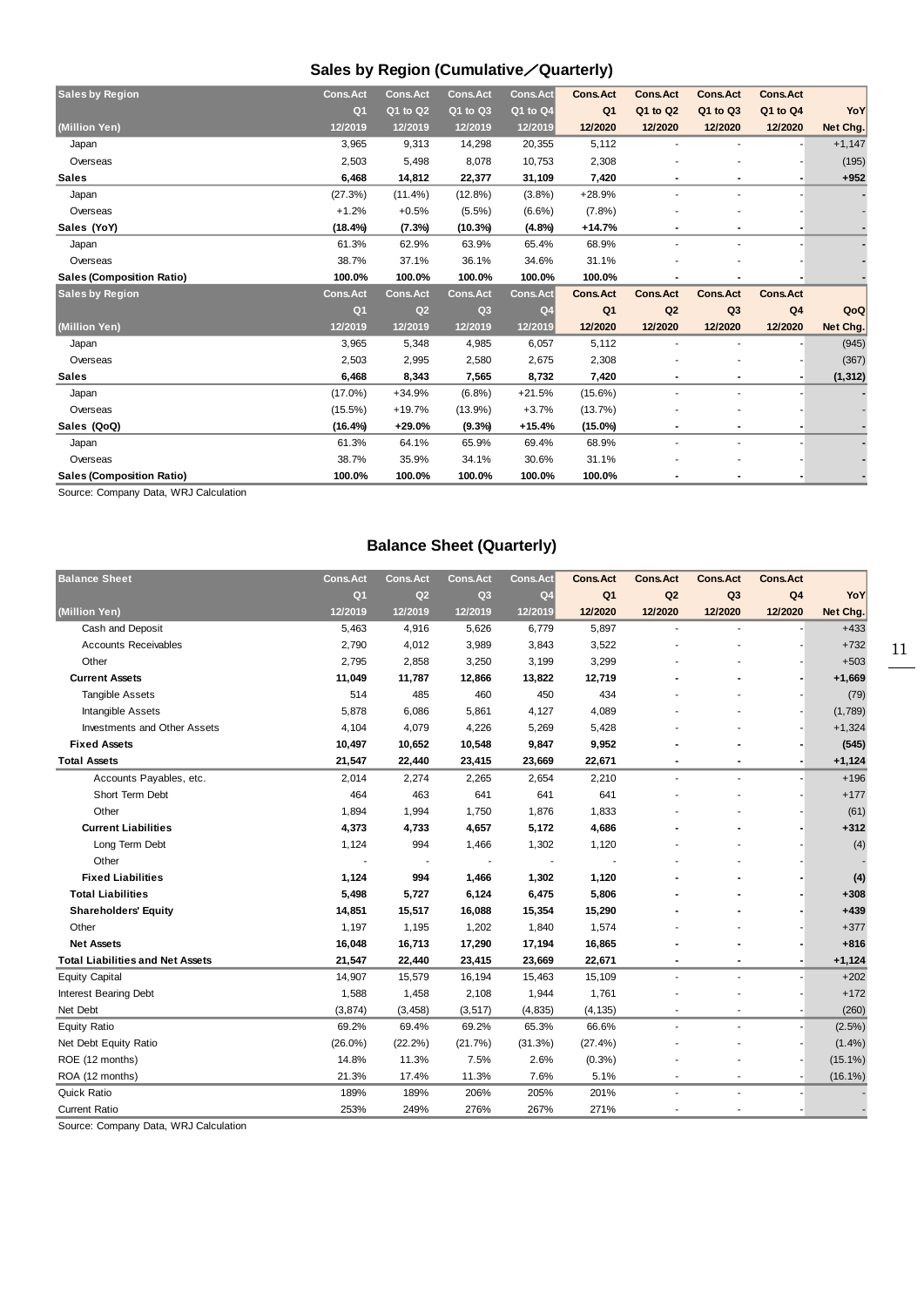## Sales by Region (Cumulative／Quarterly)

| Sales by Region | Cons.Act | Cons.Act | Cons.Act | Cons.Act | Cons.Act | Cons.Act | Cons.Act | Cons.Act | |
|---|---|---|---|---|---|---|---|---|---|
| | Q1 | Q1 to Q2 | Q1 to Q3 | Q1 to Q4 | Q1 | Q1 to Q2 | Q1 to Q3 | Q1 to Q4 | YoY |
| (Million Yen) | 12/2019 | 12/2019 | 12/2019 | 12/2019 | 12/2020 | 12/2020 | 12/2020 | 12/2020 | Net Chg. |
| Japan | 3,965 | 9,313 | 14,298 | 20,355 | 5,112 | - | - | - | +1,147 |
| Overseas | 2,503 | 5,498 | 8,078 | 10,753 | 2,308 | - | - | - | (195) |
| **Sales** | **6,468** | **14,812** | **22,377** | **31,109** | **7,420** | - | - | - | **+952** |
| Japan | (27.3%) | (11.4%) | (12.8%) | (3.8%) | +28.9% | - | - | - | - |
| Overseas | +1.2% | +0.5% | (5.5%) | (6.6%) | (7.8%) | - | - | - | - |
| **Sales (YoY)** | **(18.4%)** | **(7.3%)** | **(10.3%)** | **(4.8%)** | **+14.7%** | - | - | - | - |
| Japan | 61.3% | 62.9% | 63.9% | 65.4% | 68.9% | - | - | - | - |
| Overseas | 38.7% | 37.1% | 36.1% | 34.6% | 31.1% | - | - | - | - |
| **Sales (Composition Ratio)** | **100.0%** | **100.0%** | **100.0%** | **100.0%** | **100.0%** | - | - | - | - |
| **Sales by Region** | **Cons.Act** | **Cons.Act** | **Cons.Act** | **Cons.Act** | **Cons.Act** | **Cons.Act** | **Cons.Act** | **Cons.Act** | |
| | **Q1** | **Q2** | **Q3** | **Q4** | **Q1** | **Q2** | **Q3** | **Q4** | **QoQ** |
| **(Million Yen)** | **12/2019** | **12/2019** | **12/2019** | **12/2019** | **12/2020** | **12/2020** | **12/2020** | **12/2020** | **Net Chg.** |
| Japan | 3,965 | 5,348 | 4,985 | 6,057 | 5,112 | - | - | - | (945) |
| Overseas | 2,503 | 2,995 | 2,580 | 2,675 | 2,308 | - | - | - | (367) |
| **Sales** | **6,468** | **8,343** | **7,565** | **8,732** | **7,420** | - | - | - | **(1,312)** |
| Japan | (17.0%) | +34.9% | (6.8%) | +21.5% | (15.6%) | - | - | - | - |
| Overseas | (15.5%) | +19.7% | (13.9%) | +3.7% | (13.7%) | - | - | - | - |
| **Sales (QoQ)** | **(16.4%)** | **+29.0%** | **(9.3%)** | **+15.4%** | **(15.0%)** | - | - | - | - |
| Japan | 61.3% | 64.1% | 65.9% | 69.4% | 68.9% | - | - | - | - |
| Overseas | 38.7% | 35.9% | 34.1% | 30.6% | 31.1% | - | - | - | - |
| **Sales (Composition Ratio)** | **100.0%** | **100.0%** | **100.0%** | **100.0%** | **100.0%** | - | - | - | - |

Source: Company Data, WRJ Calculation

## Balance Sheet (Quarterly)

| Balance Sheet | Cons.Act | Cons.Act | Cons.Act | Cons.Act | Cons.Act | Cons.Act | Cons.Act | Cons.Act | |
|---|---|---|---|---|---|---|---|---|---|
| | Q1 | Q2 | Q3 | Q4 | Q1 | Q2 | Q3 | Q4 | YoY |
| (Million Yen) | 12/2019 | 12/2019 | 12/2019 | 12/2019 | 12/2020 | 12/2020 | 12/2020 | 12/2020 | Net Chg. |
| Cash and Deposit | 5,463 | 4,916 | 5,626 | 6,779 | 5,897 | - | - | - | +433 |
| Accounts Receivables | 2,790 | 4,012 | 3,989 | 3,843 | 3,522 | - | - | - | +732 |
| Other | 2,795 | 2,858 | 3,250 | 3,199 | 3,299 | - | - | - | +503 |
| **Current Assets** | **11,049** | **11,787** | **12,866** | **13,822** | **12,719** | - | - | - | **+1,669** |
| Tangible Assets | 514 | 485 | 460 | 450 | 434 | - | - | - | (79) |
| Intangible Assets | 5,878 | 6,086 | 5,861 | 4,127 | 4,089 | - | - | - | (1,789) |
| Investments and Other Assets | 4,104 | 4,079 | 4,226 | 5,269 | 5,428 | - | - | - | +1,324 |
| **Fixed Assets** | **10,497** | **10,652** | **10,548** | **9,847** | **9,952** | - | - | - | **(545)** |
| **Total Assets** | **21,547** | **22,440** | **23,415** | **23,669** | **22,671** | - | - | - | **+1,124** |
| Accounts Payables, etc. | 2,014 | 2,274 | 2,265 | 2,654 | 2,210 | - | - | - | +196 |
| Short Term Debt | 464 | 463 | 641 | 641 | 641 | - | - | - | +177 |
| Other | 1,894 | 1,994 | 1,750 | 1,876 | 1,833 | - | - | - | (61) |
| **Current Liabilities** | **4,373** | **4,733** | **4,657** | **5,172** | **4,686** | - | - | - | **+312** |
| Long Term Debt | 1,124 | 994 | 1,466 | 1,302 | 1,120 | - | - | - | (4) |
| Other | - | - | - | - | - | - | - | - | - |
| **Fixed Liabilities** | **1,124** | **994** | **1,466** | **1,302** | **1,120** | - | - | - | **(4)** |
| **Total Liabilities** | **5,498** | **5,727** | **6,124** | **6,475** | **5,806** | - | - | - | **+308** |
| **Shareholders' Equity** | **14,851** | **15,517** | **16,088** | **15,354** | **15,290** | - | - | - | **+439** |
| Other | 1,197 | 1,195 | 1,202 | 1,840 | 1,574 | - | - | - | +377 |
| **Net Assets** | **16,048** | **16,713** | **17,290** | **17,194** | **16,865** | - | - | - | **+816** |
| **Total Liabilities and Net Assets** | **21,547** | **22,440** | **23,415** | **23,669** | **22,671** | - | - | - | **+1,124** |
| Equity Capital | 14,907 | 15,579 | 16,194 | 15,463 | 15,109 | - | - | - | +202 |
| Interest Bearing Debt | 1,588 | 1,458 | 2,108 | 1,944 | 1,761 | - | - | - | +172 |
| Net Debt | (3,874) | (3,458) | (3,517) | (4,835) | (4,135) | - | - | - | (260) |
| Equity Ratio | 69.2% | 69.4% | 69.2% | 65.3% | 66.6% | - | - | - | (2.5%) |
| Net Debt Equity Ratio | (26.0%) | (22.2%) | (21.7%) | (31.3%) | (27.4%) | - | - | - | (1.4%) |
| ROE (12 months) | 14.8% | 11.3% | 7.5% | 2.6% | (0.3%) | - | - | - | (15.1%) |
| ROA (12 months) | 21.3% | 17.4% | 11.3% | 7.6% | 5.1% | - | - | - | (16.1%) |
| Quick Ratio | 189% | 189% | 206% | 205% | 201% | - | - | - | - |
| Current Ratio | 253% | 249% | 276% | 267% | 271% | - | - | - | - |

Source: Company Data, WRJ Calculation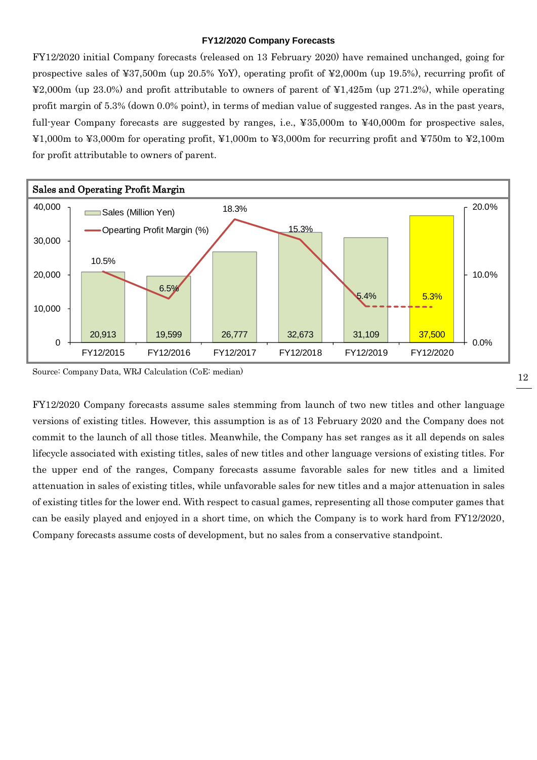### FY12/2020 Company Forecasts

FY12/2020 initial Company forecasts (released on 13 February 2020) have remained unchanged, going for prospective sales of ¥37,500m (up 20.5% YoY), operating profit of ¥2,000m (up 19.5%), recurring profit of ¥2,000m (up 23.0%) and profit attributable to owners of parent of ¥1,425m (up 271.2%), while operating profit margin of 5.3% (down 0.0% point), in terms of median value of suggested ranges. As in the past years, full-year Company forecasts are suggested by ranges, i.e., ¥35,000m to ¥40,000m for prospective sales, ¥1,000m to ¥3,000m for operating profit, ¥1,000m to ¥3,000m for recurring profit and ¥750m to ¥2,100m for profit attributable to owners of parent.

**Sales and Operating Profit Margin**

| | FY12/2015 | FY12/2016 | FY12/2017 | FY12/2018 | FY12/2019 | FY12/2020 |
|---|---|---|---|---|---|---|
| Sales (Million Yen) | 20,913 | 19,599 | 26,777 | 32,673 | 31,109 | 37,500 |
| Opearting Profit Margin (%) | 10.5% | 6.5% | 18.3% | 15.3% | 5.4% | 5.3% |

Source: Company Data, WRJ Calculation (CoE: median)

FY12/2020 Company forecasts assume sales stemming from launch of two new titles and other language versions of existing titles. However, this assumption is as of 13 February 2020 and the Company does not commit to the launch of all those titles. Meanwhile, the Company has set ranges as it all depends on sales lifecycle associated with existing titles, sales of new titles and other language versions of existing titles. For the upper end of the ranges, Company forecasts assume favorable sales for new titles and a limited attenuation in sales of existing titles, while unfavorable sales for new titles and a major attenuation in sales of existing titles for the lower end. With respect to casual games, representing all those computer games that can be easily played and enjoyed in a short time, on which the Company is to work hard from FY12/2020, Company forecasts assume costs of development, but no sales from a conservative standpoint.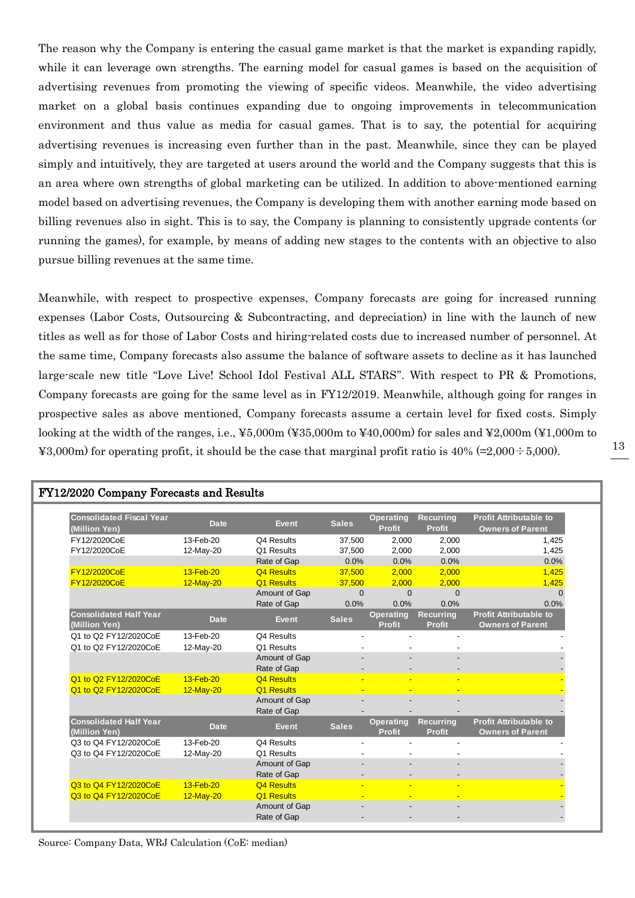The reason why the Company is entering the casual game market is that the market is expanding rapidly, while it can leverage own strengths. The earning model for casual games is based on the acquisition of advertising revenues from promoting the viewing of specific videos. Meanwhile, the video advertising market on a global basis continues expanding due to ongoing improvements in telecommunication environment and thus value as media for casual games. That is to say, the potential for acquiring advertising revenues is increasing even further than in the past. Meanwhile, since they can be played simply and intuitively, they are targeted at users around the world and the Company suggests that this is an area where own strengths of global marketing can be utilized. In addition to above-mentioned earning model based on advertising revenues, the Company is developing them with another earning mode based on billing revenues also in sight. This is to say, the Company is planning to consistently upgrade contents (or running the games), for example, by means of adding new stages to the contents with an objective to also pursue billing revenues at the same time.

Meanwhile, with respect to prospective expenses, Company forecasts are going for increased running expenses (Labor Costs, Outsourcing & Subcontracting, and depreciation) in line with the launch of new titles as well as for those of Labor Costs and hiring-related costs due to increased number of personnel. At the same time, Company forecasts also assume the balance of software assets to decline as it has launched large-scale new title "Love Live! School Idol Festival ALL STARS". With respect to PR & Promotions, Company forecasts are going for the same level as in FY12/2019. Meanwhile, although going for ranges in prospective sales as above mentioned, Company forecasts assume a certain level for fixed costs. Simply looking at the width of the ranges, i.e., ¥5,000m (¥35,000m to ¥40,000m) for sales and ¥2,000m (¥1,000m to ¥3,000m) for operating profit, it should be the case that marginal profit ratio is 40% (=2,000÷5,000).

### FY12/2020 Company Forecasts and Results

| Consolidated Fiscal Year (Million Yen) | Date | Event | Sales | Operating Profit | Recurring Profit | Profit Attributable to Owners of Parent |
|---|---|---|---|---|---|---|
| FY12/2020CoE | 13-Feb-20 | Q4 Results | 37,500 | 2,000 | 2,000 | 1,425 |
| FY12/2020CoE | 12-May-20 | Q1 Results | 37,500 | 2,000 | 2,000 | 1,425 |
| | | Rate of Gap | 0.0% | 0.0% | 0.0% | 0.0% |
| FY12/2020CoE | 13-Feb-20 | Q4 Results | 37,500 | 2,000 | 2,000 | 1,425 |
| FY12/2020CoE | 12-May-20 | Q1 Results | 37,500 | 2,000 | 2,000 | 1,425 |
| | | Amount of Gap | 0 | 0 | 0 | 0 |
| | | Rate of Gap | 0.0% | 0.0% | 0.0% | 0.0% |
| **Consolidated Half Year (Million Yen)** | **Date** | **Event** | **Sales** | **Operating Profit** | **Recurring Profit** | **Profit Attributable to Owners of Parent** |
| Q1 to Q2 FY12/2020CoE | 13-Feb-20 | Q4 Results | - | - | - | - |
| Q1 to Q2 FY12/2020CoE | 12-May-20 | Q1 Results | - | - | - | - |
| | | Amount of Gap | - | - | - | - |
| | | Rate of Gap | - | - | - | - |
| Q1 to Q2 FY12/2020CoE | 13-Feb-20 | Q4 Results | - | - | - | - |
| Q1 to Q2 FY12/2020CoE | 12-May-20 | Q1 Results | - | - | - | - |
| | | Amount of Gap | - | - | - | - |
| | | Rate of Gap | - | - | - | - |
| **Consolidated Half Year (Million Yen)** | **Date** | **Event** | **Sales** | **Operating Profit** | **Recurring Profit** | **Profit Attributable to Owners of Parent** |
| Q3 to Q4 FY12/2020CoE | 13-Feb-20 | Q4 Results | - | - | - | - |
| Q3 to Q4 FY12/2020CoE | 12-May-20 | Q1 Results | - | - | - | - |
| | | Amount of Gap | - | - | - | - |
| | | Rate of Gap | - | - | - | - |
| Q3 to Q4 FY12/2020CoE | 13-Feb-20 | Q4 Results | - | - | - | - |
| Q3 to Q4 FY12/2020CoE | 12-May-20 | Q1 Results | - | - | - | - |
| | | Amount of Gap | - | - | - | - |
| | | Rate of Gap | - | - | - | - |

Source: Company Data, WRJ Calculation (CoE: median)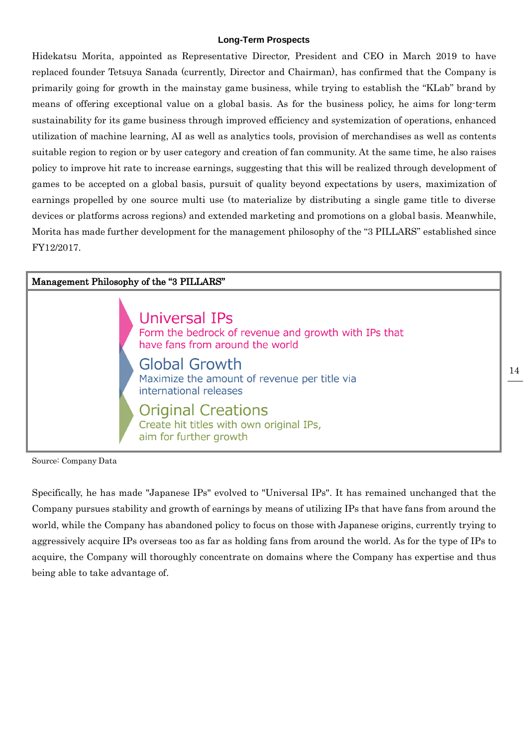### Long-Term Prospects

Hidekatsu Morita, appointed as Representative Director, President and CEO in March 2019 to have replaced founder Tetsuya Sanada (currently, Director and Chairman), has confirmed that the Company is primarily going for growth in the mainstay game business, while trying to establish the "KLab" brand by means of offering exceptional value on a global basis. As for the business policy, he aims for long-term sustainability for its game business through improved efficiency and systemization of operations, enhanced utilization of machine learning, AI as well as analytics tools, provision of merchandises as well as contents suitable region to region or by user category and creation of fan community. At the same time, he also raises policy to improve hit rate to increase earnings, suggesting that this will be realized through development of games to be accepted on a global basis, pursuit of quality beyond expectations by users, maximization of earnings propelled by one source multi use (to materialize by distributing a single game title to diverse devices or platforms across regions) and extended marketing and promotions on a global basis. Meanwhile, Morita has made further development for the management philosophy of the "3 PILLARS" established since FY12/2017.

**Management Philosophy of the "3 PILLARS"**

**Universal IPs**
Form the bedrock of revenue and growth with IPs that have fans from around the world

**Global Growth**
Maximize the amount of revenue per title via international releases

**Original Creations**
Create hit titles with own original IPs, aim for further growth

Source: Company Data

Specifically, he has made "Japanese IPs" evolved to "Universal IPs". It has remained unchanged that the Company pursues stability and growth of earnings by means of utilizing IPs that have fans from around the world, while the Company has abandoned policy to focus on those with Japanese origins, currently trying to aggressively acquire IPs overseas too as far as holding fans from around the world. As for the type of IPs to acquire, the Company will thoroughly concentrate on domains where the Company has expertise and thus being able to take advantage of.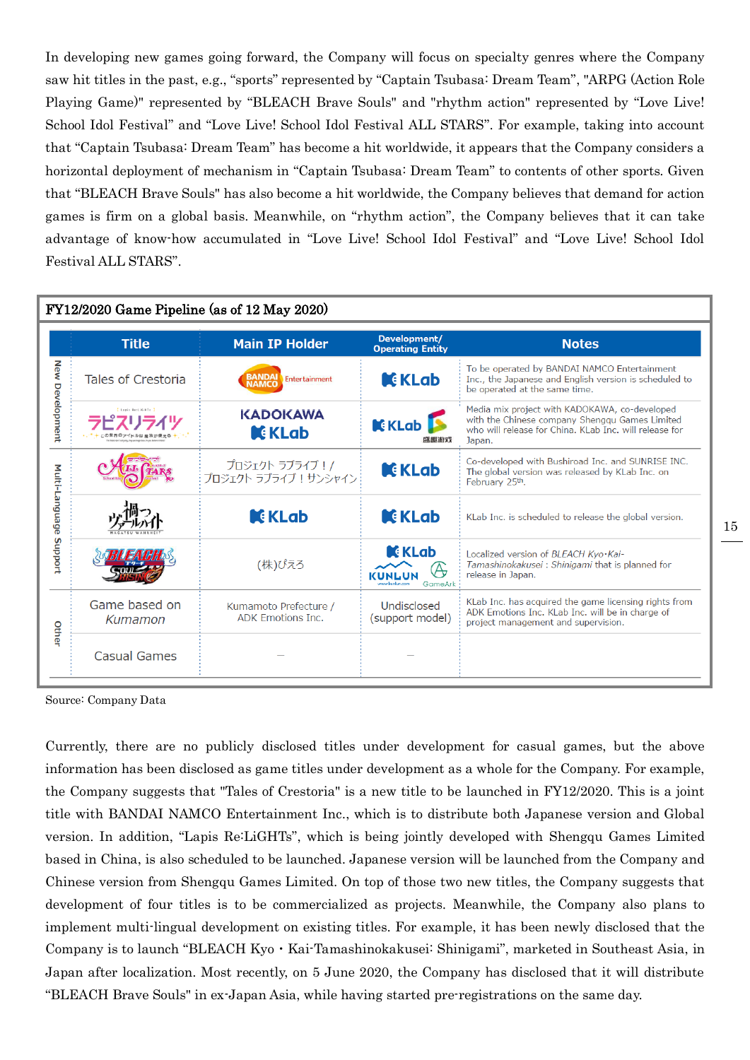In developing new games going forward, the Company will focus on specialty genres where the Company saw hit titles in the past, e.g., "sports" represented by "Captain Tsubasa: Dream Team", "ARPG (Action Role Playing Game)" represented by "BLEACH Brave Souls" and "rhythm action" represented by "Love Live! School Idol Festival" and "Love Live! School Idol Festival ALL STARS". For example, taking into account that "Captain Tsubasa: Dream Team" has become a hit worldwide, it appears that the Company considers a horizontal deployment of mechanism in "Captain Tsubasa: Dream Team" to contents of other sports. Given that "BLEACH Brave Souls" has also become a hit worldwide, the Company believes that demand for action games is firm on a global basis. Meanwhile, on "rhythm action", the Company believes that it can take advantage of know-how accumulated in "Love Live! School Idol Festival" and "Love Live! School Idol Festival ALL STARS".

**FY12/2020 Game Pipeline (as of 12 May 2020)**

| | Title | Main IP Holder | Development/ Operating Entity | Notes |
|---|---|---|---|---|
| New Development | Tales of Crestoria | BANDAI NAMCO Entertainment | KLab | To be operated by BANDAI NAMCO Entertainment Inc., the Japanese and English version is scheduled to be operated at the same time. |
| | ラピスリライツ | KADOKAWA / KLab | KLab / 盛趣游戏 | Media mix project with KADOKAWA, co-developed with the Chinese company Shengqu Games Limited who will release for China. KLab Inc. will release for Japan. |
| Multi-Language Support | ALL STARS | プロジェクト ラブライブ！/ プロジェクト ラブライブ！サンシャイン | KLab | Co-developed with Bushiroad Inc. and SUNRISE INC. The global version was released by KLab Inc. on February 25th. |
| | 禍つヴァールハイト | KLab | KLab | KLab Inc. is scheduled to release the global version. |
| | BLEACH SOUL RISING | (株)ぴえろ | KLab / KUNLUN / GameArk | Localized version of *BLEACH Kyo・Kai-Tamashinokakusei : Shinigami* that is planned for release in Japan. |
| Other | Game based on Kumamon | Kumamoto Prefecture / ADK Emotions Inc. | Undisclosed (support model) | KLab Inc. has acquired the game licensing rights from ADK Emotions Inc. KLab Inc. will be in charge of project management and supervision. |
| | Casual Games | – | – | |

Source: Company Data

Currently, there are no publicly disclosed titles under development for casual games, but the above information has been disclosed as game titles under development as a whole for the Company. For example, the Company suggests that "Tales of Crestoria" is a new title to be launched in FY12/2020. This is a joint title with BANDAI NAMCO Entertainment Inc., which is to distribute both Japanese version and Global version. In addition, "Lapis Re:LiGHTs", which is being jointly developed with Shengqu Games Limited based in China, is also scheduled to be launched. Japanese version will be launched from the Company and Chinese version from Shengqu Games Limited. On top of those two new titles, the Company suggests that development of four titles is to be commercialized as projects. Meanwhile, the Company also plans to implement multi-lingual development on existing titles. For example, it has been newly disclosed that the Company is to launch "BLEACH Kyo・Kai-Tamashinokakusei: Shinigami", marketed in Southeast Asia, in Japan after localization. Most recently, on 5 June 2020, the Company has disclosed that it will distribute "BLEACH Brave Souls" in ex-Japan Asia, while having started pre-registrations on the same day.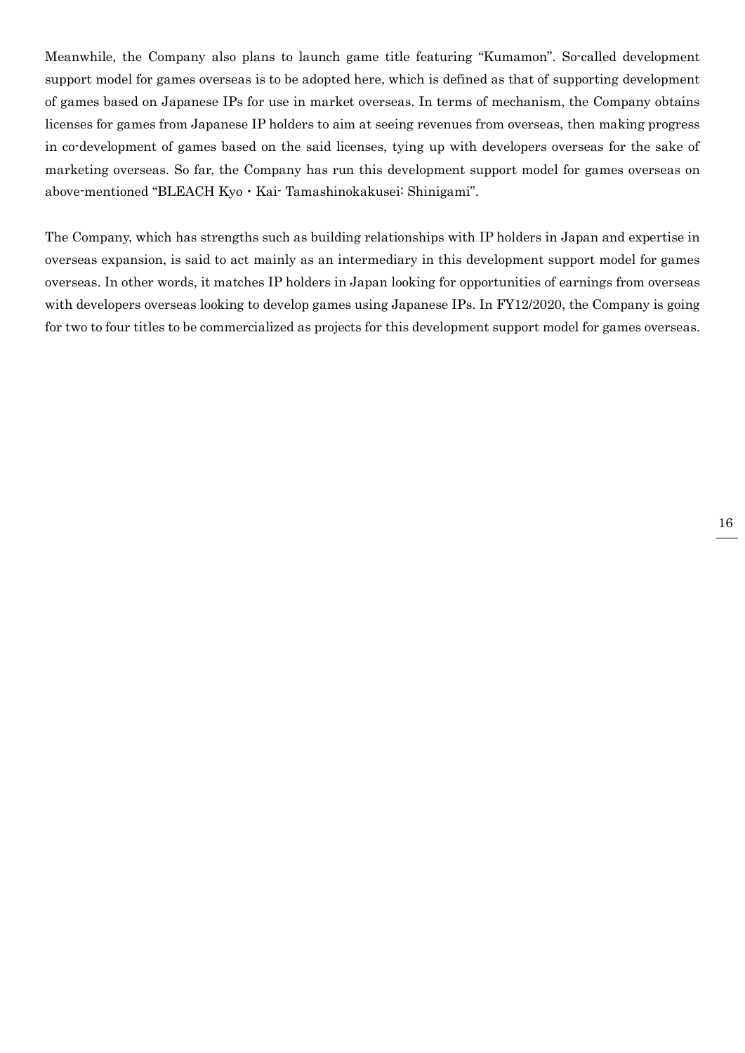Meanwhile, the Company also plans to launch game title featuring "Kumamon". So-called development support model for games overseas is to be adopted here, which is defined as that of supporting development of games based on Japanese IPs for use in market overseas. In terms of mechanism, the Company obtains licenses for games from Japanese IP holders to aim at seeing revenues from overseas, then making progress in co-development of games based on the said licenses, tying up with developers overseas for the sake of marketing overseas. So far, the Company has run this development support model for games overseas on above-mentioned "BLEACH Kyo・Kai- Tamashinokakusei: Shinigami".

The Company, which has strengths such as building relationships with IP holders in Japan and expertise in overseas expansion, is said to act mainly as an intermediary in this development support model for games overseas. In other words, it matches IP holders in Japan looking for opportunities of earnings from overseas with developers overseas looking to develop games using Japanese IPs. In FY12/2020, the Company is going for two to four titles to be commercialized as projects for this development support model for games overseas.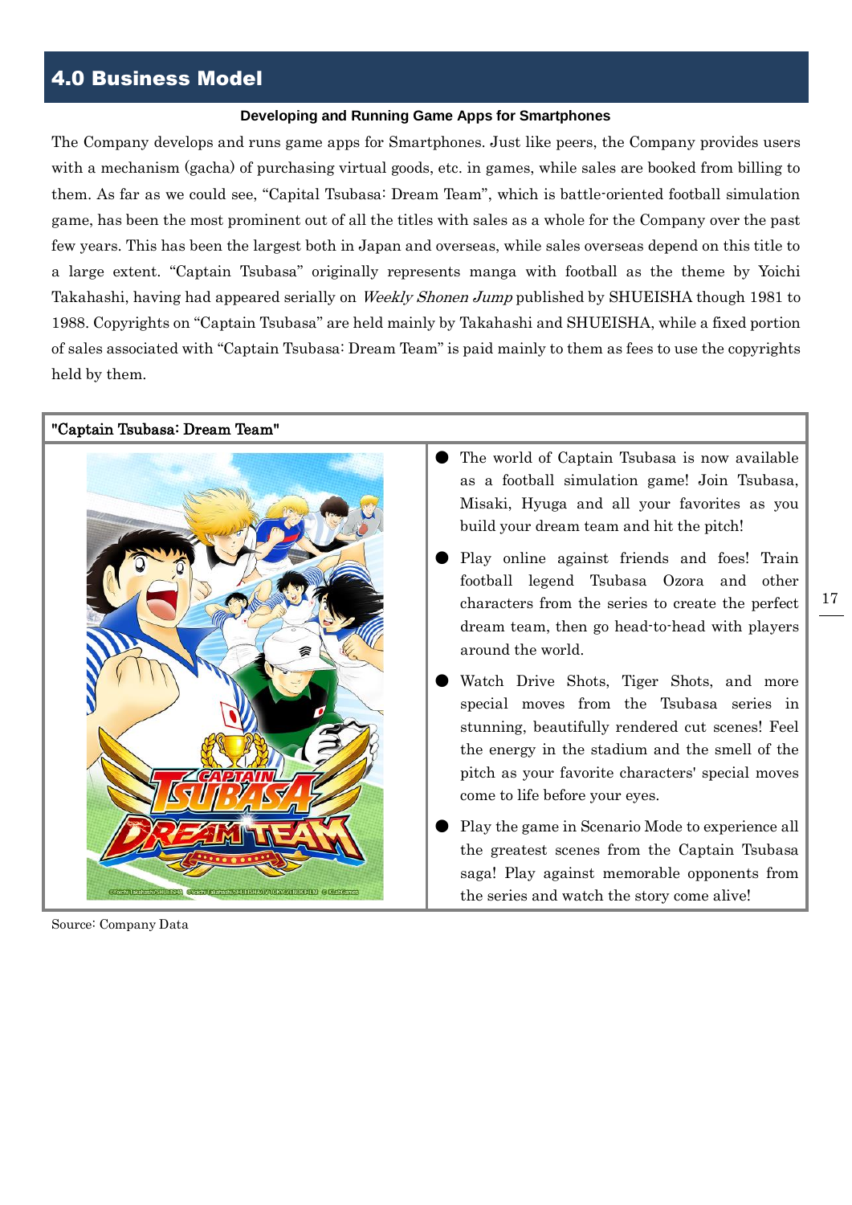## 4.0 Business Model

**Developing and Running Game Apps for Smartphones**

The Company develops and runs game apps for Smartphones. Just like peers, the Company provides users with a mechanism (gacha) of purchasing virtual goods, etc. in games, while sales are booked from billing to them. As far as we could see, "Capital Tsubasa: Dream Team", which is battle-oriented football simulation game, has been the most prominent out of all the titles with sales as a whole for the Company over the past few years. This has been the largest both in Japan and overseas, while sales overseas depend on this title to a large extent. "Captain Tsubasa" originally represents manga with football as the theme by Yoichi Takahashi, having had appeared serially on *Weekly Shonen Jump* published by SHUEISHA though 1981 to 1988. Copyrights on "Captain Tsubasa" are held mainly by Takahashi and SHUEISHA, while a fixed portion of sales associated with "Captain Tsubasa: Dream Team" is paid mainly to them as fees to use the copyrights held by them.

"Captain Tsubasa: Dream Team"

- The world of Captain Tsubasa is now available as a football simulation game! Join Tsubasa, Misaki, Hyuga and all your favorites as you build your dream team and hit the pitch!
- Play online against friends and foes! Train football legend Tsubasa Ozora and other characters from the series to create the perfect dream team, then go head-to-head with players around the world.
- Watch Drive Shots, Tiger Shots, and more special moves from the Tsubasa series in stunning, beautifully rendered cut scenes! Feel the energy in the stadium and the smell of the pitch as your favorite characters' special moves come to life before your eyes.
- Play the game in Scenario Mode to experience all the greatest scenes from the Captain Tsubasa saga! Play against memorable opponents from the series and watch the story come alive!

Source: Company Data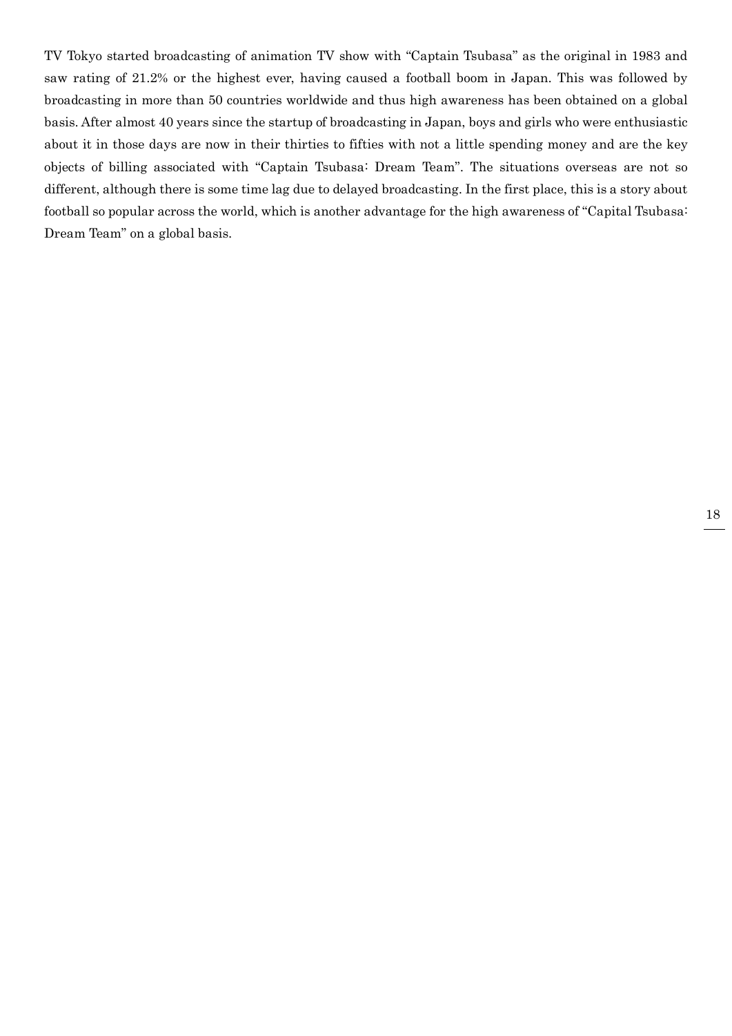TV Tokyo started broadcasting of animation TV show with "Captain Tsubasa" as the original in 1983 and saw rating of 21.2% or the highest ever, having caused a football boom in Japan. This was followed by broadcasting in more than 50 countries worldwide and thus high awareness has been obtained on a global basis. After almost 40 years since the startup of broadcasting in Japan, boys and girls who were enthusiastic about it in those days are now in their thirties to fifties with not a little spending money and are the key objects of billing associated with "Captain Tsubasa: Dream Team". The situations overseas are not so different, although there is some time lag due to delayed broadcasting. In the first place, this is a story about football so popular across the world, which is another advantage for the high awareness of "Capital Tsubasa: Dream Team" on a global basis.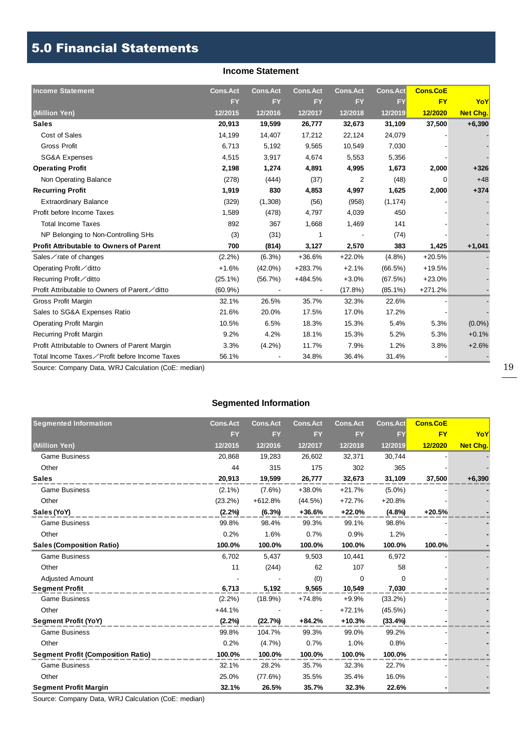# 5.0 Financial Statements

## Income Statement

| Income Statement | Cons.Act | Cons.Act | Cons.Act | Cons.Act | Cons.Act | Cons.CoE | YoY |
|---|---|---|---|---|---|---|---|
| | FY | FY | FY | FY | FY | FY | |
| (Million Yen) | 12/2015 | 12/2016 | 12/2017 | 12/2018 | 12/2019 | 12/2020 | Net Chg. |
| **Sales** | **20,913** | **19,599** | **26,777** | **32,673** | **31,109** | **37,500** | **+6,390** |
| Cost of Sales | 14,199 | 14,407 | 17,212 | 22,124 | 24,079 | - | - |
| Gross Profit | 6,713 | 5,192 | 9,565 | 10,549 | 7,030 | - | - |
| SG&A Expenses | 4,515 | 3,917 | 4,674 | 5,553 | 5,356 | - | - |
| **Operating Profit** | **2,198** | **1,274** | **4,891** | **4,995** | **1,673** | **2,000** | **+326** |
| Non Operating Balance | (278) | (444) | (37) | 2 | (48) | 0 | +48 |
| **Recurring Profit** | **1,919** | **830** | **4,853** | **4,997** | **1,625** | **2,000** | **+374** |
| Extraordinary Balance | (329) | (1,308) | (56) | (958) | (1,174) | - | - |
| Profit before Income Taxes | 1,589 | (478) | 4,797 | 4,039 | 450 | - | - |
| Total Income Taxes | 892 | 367 | 1,668 | 1,469 | 141 | - | - |
| NP Belonging to Non-Controlling SHs | (3) | (31) | 1 | - | (74) | - | - |
| **Profit Attributable to Owners of Parent** | **700** | **(814)** | **3,127** | **2,570** | **383** | **1,425** | **+1,041** |
| Sales／rate of changes | (2.2%) | (6.3%) | +36.6% | +22.0% | (4.8%) | +20.5% | - |
| Operating Profit／ditto | +1.6% | (42.0%) | +283.7% | +2.1% | (66.5%) | +19.5% | - |
| Recurring Profit／ditto | (25.1%) | (56.7%) | +484.5% | +3.0% | (67.5%) | +23.0% | - |
| Profit Attributable to Owners of Parent／ditto | (60.9%) | - | - | (17.8%) | (85.1%) | +271.2% | - |
| Gross Profit Margin | 32.1% | 26.5% | 35.7% | 32.3% | 22.6% | - | - |
| Sales to SG&A Expenses Ratio | 21.6% | 20.0% | 17.5% | 17.0% | 17.2% | - | - |
| Operating Profit Margin | 10.5% | 6.5% | 18.3% | 15.3% | 5.4% | 5.3% | (0.0%) |
| Recurring Profit Margin | 9.2% | 4.2% | 18.1% | 15.3% | 5.2% | 5.3% | +0.1% |
| Profit Attributable to Owners of Parent Margin | 3.3% | (4.2%) | 11.7% | 7.9% | 1.2% | 3.8% | +2.6% |
| Total Income Taxes／Profit before Income Taxes | 56.1% | - | 34.8% | 36.4% | 31.4% | - | - |

Source: Company Data, WRJ Calculation (CoE: median)

## Segmented Information

| Segmented Information | Cons.Act | Cons.Act | Cons.Act | Cons.Act | Cons.Act | Cons.CoE | YoY |
|---|---|---|---|---|---|---|---|
| | FY | FY | FY | FY | FY | FY | |
| (Million Yen) | 12/2015 | 12/2016 | 12/2017 | 12/2018 | 12/2019 | 12/2020 | Net Chg. |
| Game Business | 20,868 | 19,283 | 26,602 | 32,371 | 30,744 | - | - |
| Other | 44 | 315 | 175 | 302 | 365 | - | - |
| **Sales** | **20,913** | **19,599** | **26,777** | **32,673** | **31,109** | **37,500** | **+6,390** |
| Game Business | (2.1%) | (7.6%) | +38.0% | +21.7% | (5.0%) | - | - |
| Other | (23.2%) | +612.8% | (44.5%) | +72.7% | +20.8% | - | - |
| **Sales (YoY)** | **(2.2%)** | **(6.3%)** | **+36.6%** | **+22.0%** | **(4.8%)** | **+20.5%** | **-** |
| Game Business | 99.8% | 98.4% | 99.3% | 99.1% | 98.8% | - | - |
| Other | 0.2% | 1.6% | 0.7% | 0.9% | 1.2% | - | - |
| **Sales (Composition Ratio)** | **100.0%** | **100.0%** | **100.0%** | **100.0%** | **100.0%** | **100.0%** | **-** |
| Game Business | 6,702 | 5,437 | 9,503 | 10,441 | 6,972 | - | - |
| Other | 11 | (244) | 62 | 107 | 58 | - | - |
| Adjusted Amount | - | - | (0) | 0 | 0 | - | - |
| **Segment Profit** | **6,713** | **5,192** | **9,565** | **10,549** | **7,030** | **-** | **-** |
| Game Business | (2.2%) | (18.9%) | +74.8% | +9.9% | (33.2%) | - | - |
| Other | +44.1% | - | - | +72.1% | (45.5%) | - | - |
| **Segment Profit (YoY)** | **(2.2%)** | **(22.7%)** | **+84.2%** | **+10.3%** | **(33.4%)** | **-** | **-** |
| Game Business | 99.8% | 104.7% | 99.3% | 99.0% | 99.2% | - | - |
| Other | 0.2% | (4.7%) | 0.7% | 1.0% | 0.8% | - | - |
| **Segment Profit (Composition Ratio)** | **100.0%** | **100.0%** | **100.0%** | **100.0%** | **100.0%** | **-** | **-** |
| Game Business | 32.1% | 28.2% | 35.7% | 32.3% | 22.7% | - | - |
| Other | 25.0% | (77.6%) | 35.5% | 35.4% | 16.0% | - | - |
| **Segment Profit Margin** | **32.1%** | **26.5%** | **35.7%** | **32.3%** | **22.6%** | **-** | **-** |

Source: Company Data, WRJ Calculation (CoE: median)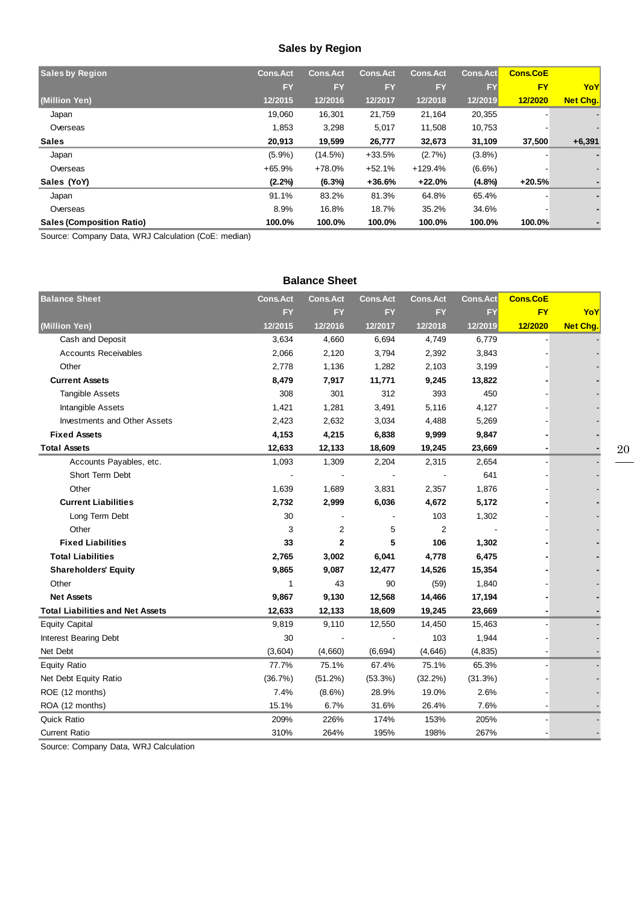## Sales by Region

| Sales by Region | Cons.Act | Cons.Act | Cons.Act | Cons.Act | Cons.Act | Cons.CoE | |
|---|---|---|---|---|---|---|---|
| | FY | FY | FY | FY | FY | FY | YoY |
| (Million Yen) | 12/2015 | 12/2016 | 12/2017 | 12/2018 | 12/2019 | 12/2020 | Net Chg. |
| Japan | 19,060 | 16,301 | 21,759 | 21,164 | 20,355 | - | - |
| Overseas | 1,853 | 3,298 | 5,017 | 11,508 | 10,753 | - | - |
| **Sales** | **20,913** | **19,599** | **26,777** | **32,673** | **31,109** | **37,500** | **+6,391** |
| Japan | (5.9%) | (14.5%) | +33.5% | (2.7%) | (3.8%) | - | - |
| Overseas | +65.9% | +78.0% | +52.1% | +129.4% | (6.6%) | - | - |
| **Sales (YoY)** | **(2.2%)** | **(6.3%)** | **+36.6%** | **+22.0%** | **(4.8%)** | **+20.5%** | **-** |
| Japan | 91.1% | 83.2% | 81.3% | 64.8% | 65.4% | - | - |
| Overseas | 8.9% | 16.8% | 18.7% | 35.2% | 34.6% | - | - |
| **Sales (Composition Ratio)** | **100.0%** | **100.0%** | **100.0%** | **100.0%** | **100.0%** | **100.0%** | **-** |

Source: Company Data, WRJ Calculation (CoE: median)

## Balance Sheet

| Balance Sheet | Cons.Act | Cons.Act | Cons.Act | Cons.Act | Cons.Act | Cons.CoE | |
|---|---|---|---|---|---|---|---|
| | FY | FY | FY | FY | FY | FY | YoY |
| (Million Yen) | 12/2015 | 12/2016 | 12/2017 | 12/2018 | 12/2019 | 12/2020 | Net Chg. |
| Cash and Deposit | 3,634 | 4,660 | 6,694 | 4,749 | 6,779 | - | - |
| Accounts Receivables | 2,066 | 2,120 | 3,794 | 2,392 | 3,843 | - | - |
| Other | 2,778 | 1,136 | 1,282 | 2,103 | 3,199 | - | - |
| **Current Assets** | **8,479** | **7,917** | **11,771** | **9,245** | **13,822** | **-** | **-** |
| Tangible Assets | 308 | 301 | 312 | 393 | 450 | - | - |
| Intangible Assets | 1,421 | 1,281 | 3,491 | 5,116 | 4,127 | - | - |
| Investments and Other Assets | 2,423 | 2,632 | 3,034 | 4,488 | 5,269 | - | - |
| **Fixed Assets** | **4,153** | **4,215** | **6,838** | **9,999** | **9,847** | **-** | **-** |
| **Total Assets** | **12,633** | **12,133** | **18,609** | **19,245** | **23,669** | **-** | **-** |
| Accounts Payables, etc. | 1,093 | 1,309 | 2,204 | 2,315 | 2,654 | - | - |
| Short Term Debt | - | - | - | - | 641 | - | - |
| Other | 1,639 | 1,689 | 3,831 | 2,357 | 1,876 | - | - |
| **Current Liabilities** | **2,732** | **2,999** | **6,036** | **4,672** | **5,172** | **-** | **-** |
| Long Term Debt | 30 | - | - | 103 | 1,302 | - | - |
| Other | 3 | 2 | 5 | 2 | - | - | - |
| **Fixed Liabilities** | **33** | **2** | **5** | **106** | **1,302** | **-** | **-** |
| **Total Liabilities** | **2,765** | **3,002** | **6,041** | **4,778** | **6,475** | **-** | **-** |
| **Shareholders' Equity** | **9,865** | **9,087** | **12,477** | **14,526** | **15,354** | **-** | **-** |
| Other | 1 | 43 | 90 | (59) | 1,840 | - | - |
| **Net Assets** | **9,867** | **9,130** | **12,568** | **14,466** | **17,194** | **-** | **-** |
| **Total Liabilities and Net Assets** | **12,633** | **12,133** | **18,609** | **19,245** | **23,669** | **-** | **-** |
| Equity Capital | 9,819 | 9,110 | 12,550 | 14,450 | 15,463 | - | - |
| Interest Bearing Debt | 30 | - | - | 103 | 1,944 | - | - |
| Net Debt | (3,604) | (4,660) | (6,694) | (4,646) | (4,835) | - | - |
| Equity Ratio | 77.7% | 75.1% | 67.4% | 75.1% | 65.3% | - | - |
| Net Debt Equity Ratio | (36.7%) | (51.2%) | (53.3%) | (32.2%) | (31.3%) | - | - |
| ROE (12 months) | 7.4% | (8.6%) | 28.9% | 19.0% | 2.6% | - | - |
| ROA (12 months) | 15.1% | 6.7% | 31.6% | 26.4% | 7.6% | - | - |
| Quick Ratio | 209% | 226% | 174% | 153% | 205% | - | - |
| Current Ratio | 310% | 264% | 195% | 198% | 267% | - | - |

Source: Company Data, WRJ Calculation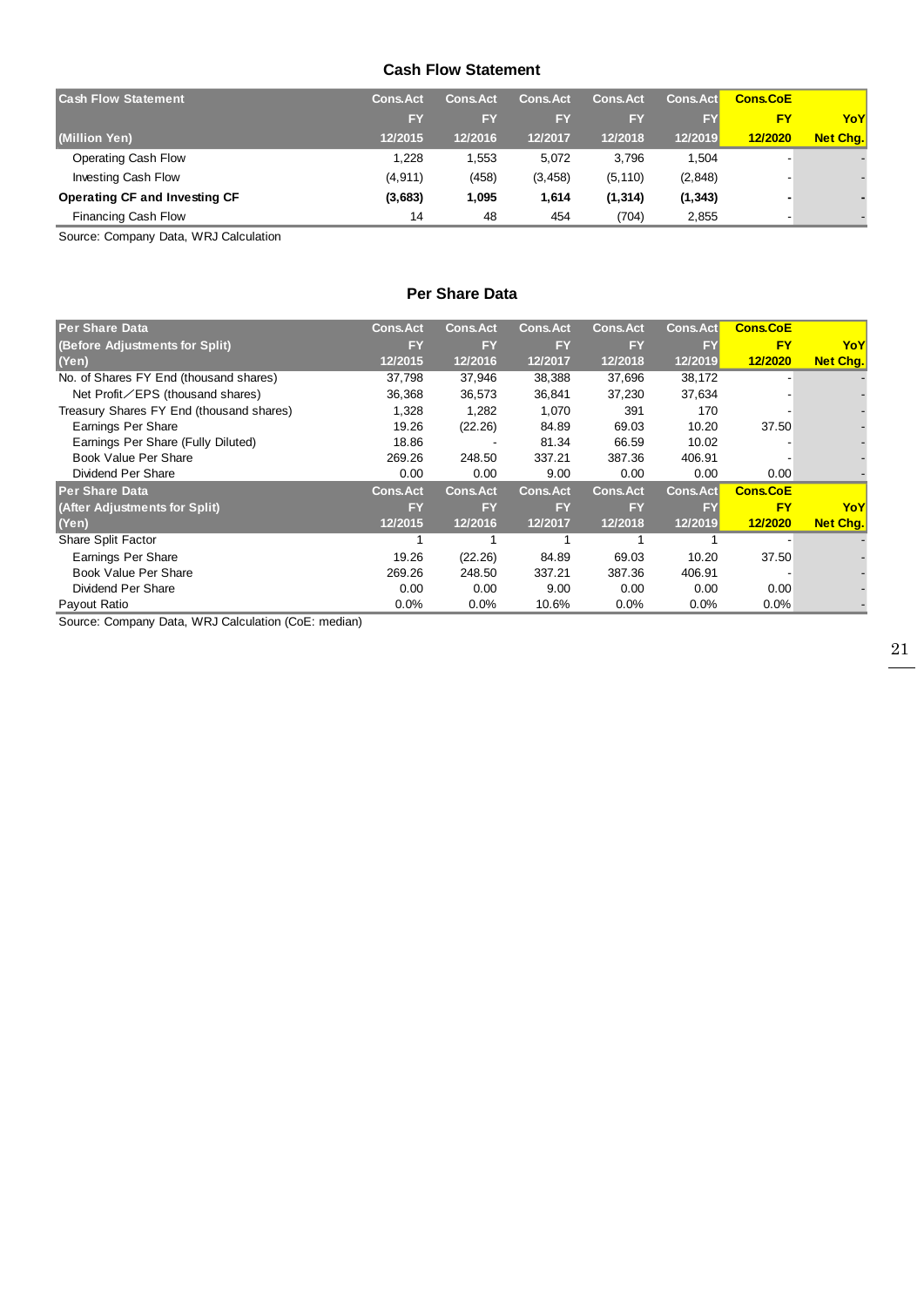## Cash Flow Statement

| Cash Flow Statement | Cons.Act | Cons.Act | Cons.Act | Cons.Act | Cons.Act | Cons.CoE | |
|---|---|---|---|---|---|---|---|
| | FY | FY | FY | FY | FY | FY | YoY |
| (Million Yen) | 12/2015 | 12/2016 | 12/2017 | 12/2018 | 12/2019 | 12/2020 | Net Chg. |
| Operating Cash Flow | 1,228 | 1,553 | 5,072 | 3,796 | 1,504 | - | - |
| Investing Cash Flow | (4,911) | (458) | (3,458) | (5,110) | (2,848) | - | - |
| **Operating CF and Investing CF** | **(3,683)** | **1,095** | **1,614** | **(1,314)** | **(1,343)** | **-** | **-** |
| Financing Cash Flow | 14 | 48 | 454 | (704) | 2,855 | - | - |

Source: Company Data, WRJ Calculation

## Per Share Data

| Per Share Data | Cons.Act | Cons.Act | Cons.Act | Cons.Act | Cons.Act | Cons.CoE | |
|---|---|---|---|---|---|---|---|
| (Before Adjustments for Split) | FY | FY | FY | FY | FY | FY | YoY |
| (Yen) | 12/2015 | 12/2016 | 12/2017 | 12/2018 | 12/2019 | 12/2020 | Net Chg. |
| No. of Shares FY End (thousand shares) | 37,798 | 37,946 | 38,388 | 37,696 | 38,172 | - | - |
| Net Profit／EPS (thousand shares) | 36,368 | 36,573 | 36,841 | 37,230 | 37,634 | - | - |
| Treasury Shares FY End (thousand shares) | 1,328 | 1,282 | 1,070 | 391 | 170 | - | - |
| Earnings Per Share | 19.26 | (22.26) | 84.89 | 69.03 | 10.20 | 37.50 | - |
| Earnings Per Share (Fully Diluted) | 18.86 | - | 81.34 | 66.59 | 10.02 | - | - |
| Book Value Per Share | 269.26 | 248.50 | 337.21 | 387.36 | 406.91 | - | - |
| Dividend Per Share | 0.00 | 0.00 | 9.00 | 0.00 | 0.00 | 0.00 | - |
| **Per Share Data** | **Cons.Act** | **Cons.Act** | **Cons.Act** | **Cons.Act** | **Cons.Act** | **Cons.CoE** | |
| **(After Adjustments for Split)** | **FY** | **FY** | **FY** | **FY** | **FY** | **FY** | **YoY** |
| **(Yen)** | **12/2015** | **12/2016** | **12/2017** | **12/2018** | **12/2019** | **12/2020** | **Net Chg.** |
| Share Split Factor | 1 | 1 | 1 | 1 | 1 | - | - |
| Earnings Per Share | 19.26 | (22.26) | 84.89 | 69.03 | 10.20 | 37.50 | - |
| Book Value Per Share | 269.26 | 248.50 | 337.21 | 387.36 | 406.91 | - | - |
| Dividend Per Share | 0.00 | 0.00 | 9.00 | 0.00 | 0.00 | 0.00 | - |
| Payout Ratio | 0.0% | 0.0% | 10.6% | 0.0% | 0.0% | 0.0% | - |

Source: Company Data, WRJ Calculation (CoE: median)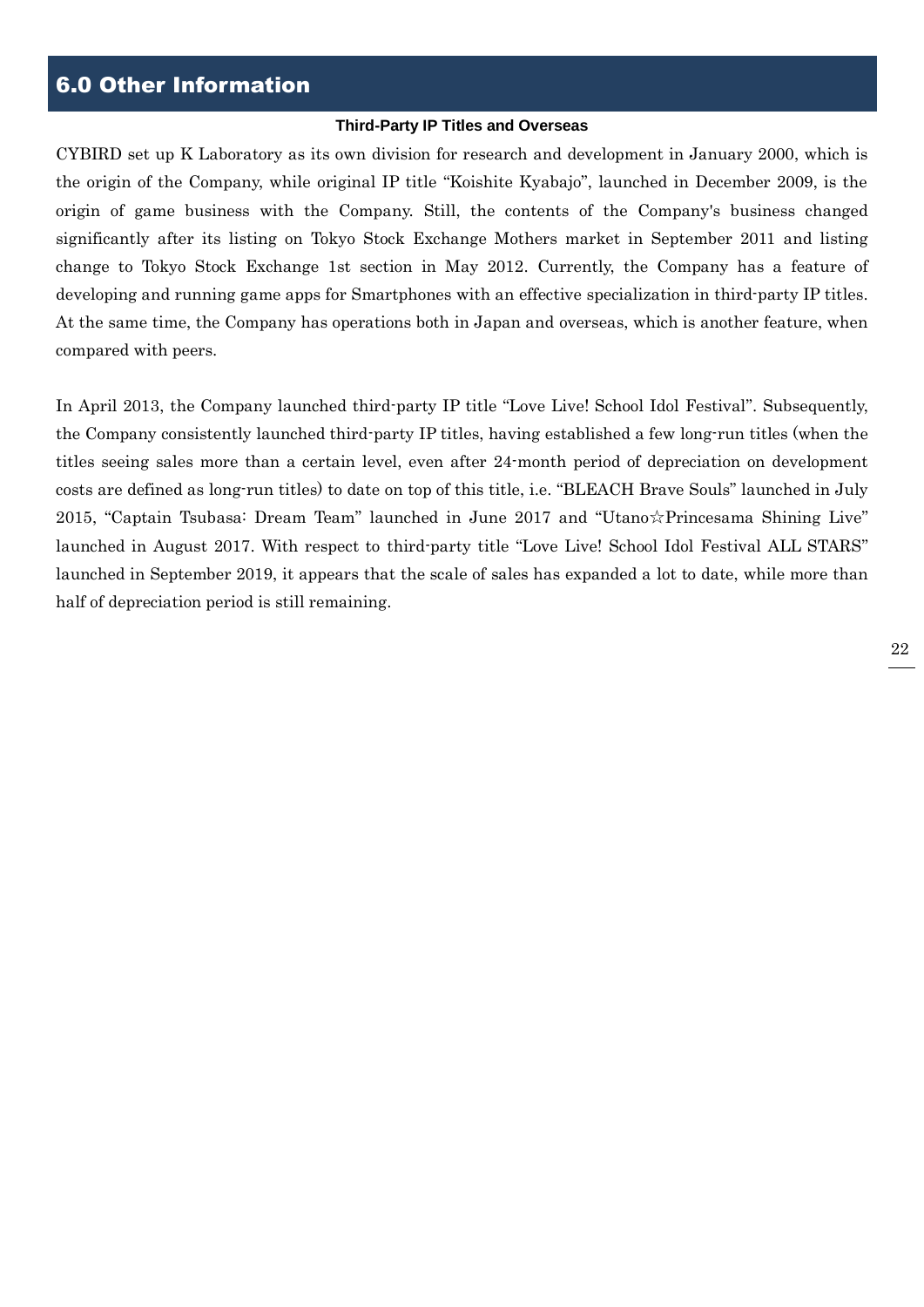# 6.0 Other Information

### Third-Party IP Titles and Overseas

CYBIRD set up K Laboratory as its own division for research and development in January 2000, which is the origin of the Company, while original IP title "Koishite Kyabajo", launched in December 2009, is the origin of game business with the Company. Still, the contents of the Company's business changed significantly after its listing on Tokyo Stock Exchange Mothers market in September 2011 and listing change to Tokyo Stock Exchange 1st section in May 2012. Currently, the Company has a feature of developing and running game apps for Smartphones with an effective specialization in third-party IP titles. At the same time, the Company has operations both in Japan and overseas, which is another feature, when compared with peers.

In April 2013, the Company launched third-party IP title "Love Live! School Idol Festival". Subsequently, the Company consistently launched third-party IP titles, having established a few long-run titles (when the titles seeing sales more than a certain level, even after 24-month period of depreciation on development costs are defined as long-run titles) to date on top of this title, i.e. "BLEACH Brave Souls" launched in July 2015, "Captain Tsubasa: Dream Team" launched in June 2017 and "Utano☆Princesama Shining Live" launched in August 2017. With respect to third-party title "Love Live! School Idol Festival ALL STARS" launched in September 2019, it appears that the scale of sales has expanded a lot to date, while more than half of depreciation period is still remaining.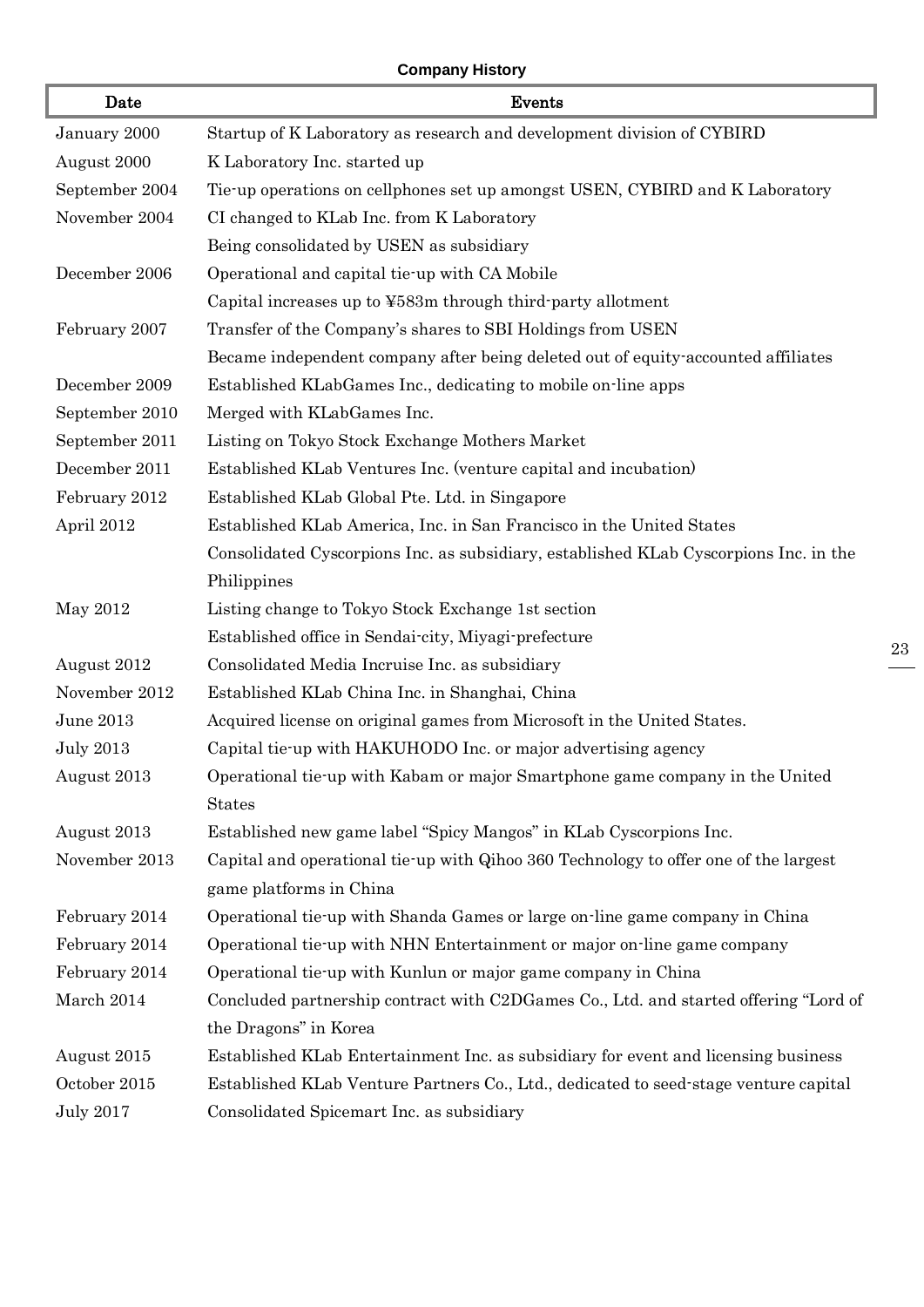**Company History**

| Date | Events |
|---|---|
| January 2000 | Startup of K Laboratory as research and development division of CYBIRD |
| August 2000 | K Laboratory Inc. started up |
| September 2004 | Tie-up operations on cellphones set up amongst USEN, CYBIRD and K Laboratory |
| November 2004 | CI changed to KLab Inc. from K Laboratory |
| | Being consolidated by USEN as subsidiary |
| December 2006 | Operational and capital tie-up with CA Mobile |
| | Capital increases up to ¥583m through third-party allotment |
| February 2007 | Transfer of the Company's shares to SBI Holdings from USEN |
| | Became independent company after being deleted out of equity-accounted affiliates |
| December 2009 | Established KLabGames Inc., dedicating to mobile on-line apps |
| September 2010 | Merged with KLabGames Inc. |
| September 2011 | Listing on Tokyo Stock Exchange Mothers Market |
| December 2011 | Established KLab Ventures Inc. (venture capital and incubation) |
| February 2012 | Established KLab Global Pte. Ltd. in Singapore |
| April 2012 | Established KLab America, Inc. in San Francisco in the United States |
| | Consolidated Cyscorpions Inc. as subsidiary, established KLab Cyscorpions Inc. in the Philippines |
| May 2012 | Listing change to Tokyo Stock Exchange 1st section |
| | Established office in Sendai-city, Miyagi-prefecture |
| August 2012 | Consolidated Media Incruise Inc. as subsidiary |
| November 2012 | Established KLab China Inc. in Shanghai, China |
| June 2013 | Acquired license on original games from Microsoft in the United States. |
| July 2013 | Capital tie-up with HAKUHODO Inc. or major advertising agency |
| August 2013 | Operational tie-up with Kabam or major Smartphone game company in the United States |
| August 2013 | Established new game label "Spicy Mangos" in KLab Cyscorpions Inc. |
| November 2013 | Capital and operational tie-up with Qihoo 360 Technology to offer one of the largest game platforms in China |
| February 2014 | Operational tie-up with Shanda Games or large on-line game company in China |
| February 2014 | Operational tie-up with NHN Entertainment or major on-line game company |
| February 2014 | Operational tie-up with Kunlun or major game company in China |
| March 2014 | Concluded partnership contract with C2DGames Co., Ltd. and started offering "Lord of the Dragons" in Korea |
| August 2015 | Established KLab Entertainment Inc. as subsidiary for event and licensing business |
| October 2015 | Established KLab Venture Partners Co., Ltd., dedicated to seed-stage venture capital |
| July 2017 | Consolidated Spicemart Inc. as subsidiary |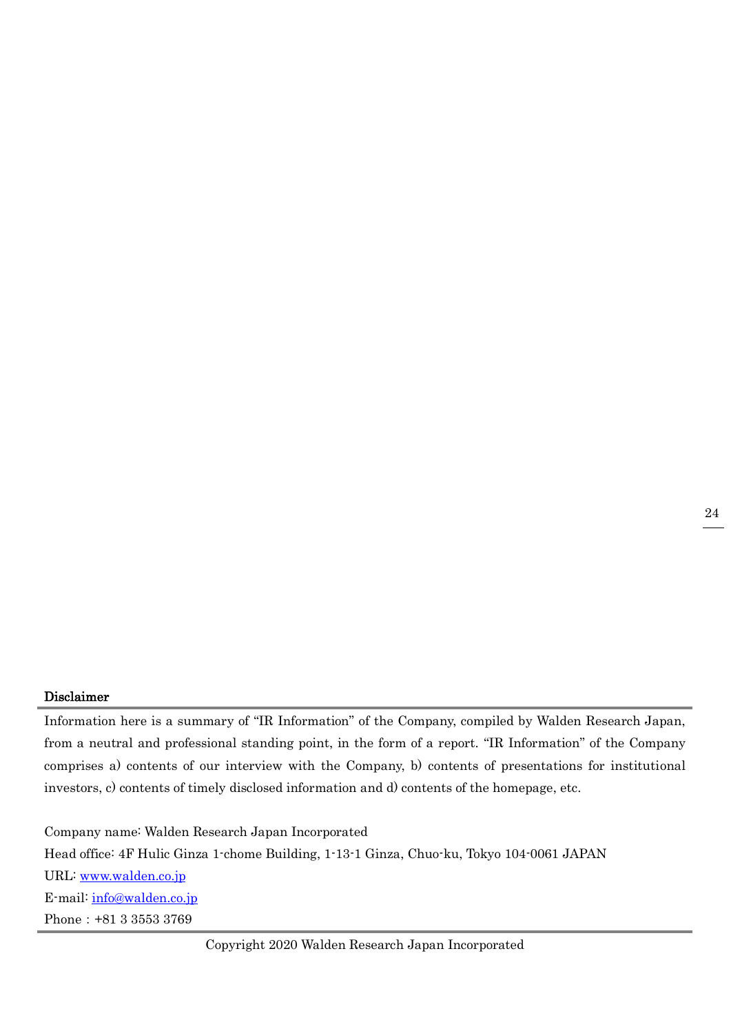**Disclaimer**

Information here is a summary of "IR Information" of the Company, compiled by Walden Research Japan, from a neutral and professional standing point, in the form of a report. "IR Information" of the Company comprises a) contents of our interview with the Company, b) contents of presentations for institutional investors, c) contents of timely disclosed information and d) contents of the homepage, etc.

Company name: Walden Research Japan Incorporated
Head office: 4F Hulic Ginza 1-chome Building, 1-13-1 Ginza, Chuo-ku, Tokyo 104-0061 JAPAN
URL: www.walden.co.jp
E-mail: info@walden.co.jp
Phone : +81 3 3553 3769

Copyright 2020 Walden Research Japan Incorporated